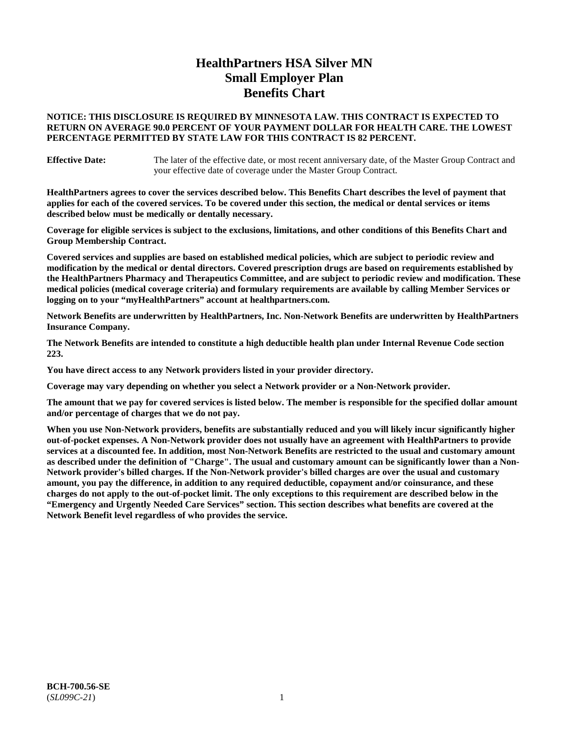# HealthPartners HSA Silver MN Small Employer Plan Benefits Chart

**NOTICE: THIS DISCLOSURE IS REQUIRED BY MINNESOTA LAW. THIS CONTRACT IS EXPECTED TO RETURN ON AVERAGE 90.0 PERCENT OF YOUR PAYMENT DOLLAR FOR HEALTH CARE. THE LOWEST PERCENTAGE PERMITTED BY STATE LAW FOR THIS CONTRACT IS 82 PERCENT.**

**Effective Date:** The later of the effective date, or most recent anniversary date, of the Master Group Contract and your effective date of coverage under the Master Group Contract.

**HealthPartners agrees to cover the services described below. This Benefits Chart describes the level of payment that applies for each of the covered services. To be covered under this section, the medical or dental services or items described below must be medically or dentally necessary.**

**Coverage for eligible services is subject to the exclusions, limitations, and other conditions of this Benefits Chart and Group Membership Contract.**

**Covered services and supplies are based on established medical policies, which are subject to periodic review and modification by the medical or dental directors. Covered prescription drugs are based on requirements established by the HealthPartners Pharmacy and Therapeutics Committee, and are subject to periodic review and modification. These medical policies (medical coverage criteria) and formulary requirements are available by calling Member Services or logging on to your "myHealthPartners" account at healthpartners.com.**

**Network Benefits are underwritten by HealthPartners, Inc. Non-Network Benefits are underwritten by HealthPartners Insurance Company.**

**The Network Benefits are intended to constitute a high deductible health plan under Internal Revenue Code section 223.**

**You have direct access to any Network providers listed in your provider directory.**

**Coverage may vary depending on whether you select a Network provider or a Non-Network provider.**

**The amount that we pay for covered services is listed below. The member is responsible for the specified dollar amount and/or percentage of charges that we do not pay.**

**When you use Non-Network providers, benefits are substantially reduced and you will likely incur significantly higher out-of-pocket expenses. A Non-Network provider does not usually have an agreement with HealthPartners to provide services at a discounted fee. In addition, most Non-Network Benefits are restricted to the usual and customary amount as described under the definition of "Charge". The usual and customary amount can be significantly lower than a Non-Network provider's billed charges. If the Non-Network provider's billed charges are over the usual and customary amount, you pay the difference, in addition to any required deductible, copayment and/or coinsurance, and these charges do not apply to the out-of-pocket limit. The only exceptions to this requirement are described below in the "Emergency and Urgently Needed Care Services" section. This section describes what benefits are covered at the Network Benefit level regardless of who provides the service.**

**BCH-700.56-SE**
(*SL099C-21*)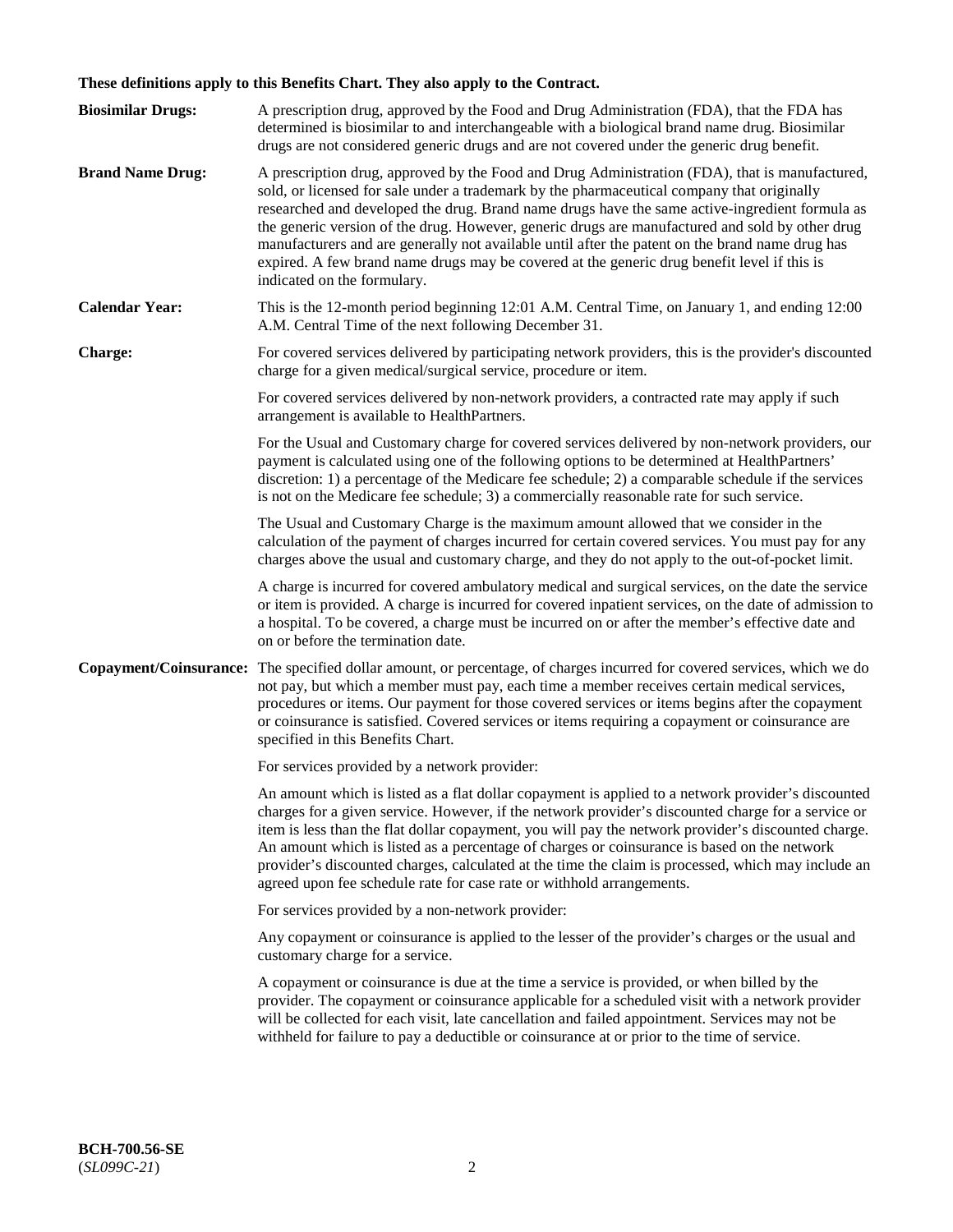**These definitions apply to this Benefits Chart. They also apply to the Contract.**

**Biosimilar Drugs:** A prescription drug, approved by the Food and Drug Administration (FDA), that the FDA has determined is biosimilar to and interchangeable with a biological brand name drug. Biosimilar drugs are not considered generic drugs and are not covered under the generic drug benefit.

**Brand Name Drug:** A prescription drug, approved by the Food and Drug Administration (FDA), that is manufactured, sold, or licensed for sale under a trademark by the pharmaceutical company that originally researched and developed the drug. Brand name drugs have the same active-ingredient formula as the generic version of the drug. However, generic drugs are manufactured and sold by other drug manufacturers and are generally not available until after the patent on the brand name drug has expired. A few brand name drugs may be covered at the generic drug benefit level if this is indicated on the formulary.

**Calendar Year:** This is the 12-month period beginning 12:01 A.M. Central Time, on January 1, and ending 12:00 A.M. Central Time of the next following December 31.

**Charge:** For covered services delivered by participating network providers, this is the provider's discounted charge for a given medical/surgical service, procedure or item.

For covered services delivered by non-network providers, a contracted rate may apply if such arrangement is available to HealthPartners.

For the Usual and Customary charge for covered services delivered by non-network providers, our payment is calculated using one of the following options to be determined at HealthPartners' discretion: 1) a percentage of the Medicare fee schedule; 2) a comparable schedule if the services is not on the Medicare fee schedule; 3) a commercially reasonable rate for such service.

The Usual and Customary Charge is the maximum amount allowed that we consider in the calculation of the payment of charges incurred for certain covered services. You must pay for any charges above the usual and customary charge, and they do not apply to the out-of-pocket limit.

A charge is incurred for covered ambulatory medical and surgical services, on the date the service or item is provided. A charge is incurred for covered inpatient services, on the date of admission to a hospital. To be covered, a charge must be incurred on or after the member's effective date and on or before the termination date.

**Copayment/Coinsurance:** The specified dollar amount, or percentage, of charges incurred for covered services, which we do not pay, but which a member must pay, each time a member receives certain medical services, procedures or items. Our payment for those covered services or items begins after the copayment or coinsurance is satisfied. Covered services or items requiring a copayment or coinsurance are specified in this Benefits Chart.

For services provided by a network provider:

An amount which is listed as a flat dollar copayment is applied to a network provider's discounted charges for a given service. However, if the network provider's discounted charge for a service or item is less than the flat dollar copayment, you will pay the network provider's discounted charge. An amount which is listed as a percentage of charges or coinsurance is based on the network provider's discounted charges, calculated at the time the claim is processed, which may include an agreed upon fee schedule rate for case rate or withhold arrangements.

For services provided by a non-network provider:

Any copayment or coinsurance is applied to the lesser of the provider's charges or the usual and customary charge for a service.

A copayment or coinsurance is due at the time a service is provided, or when billed by the provider. The copayment or coinsurance applicable for a scheduled visit with a network provider will be collected for each visit, late cancellation and failed appointment. Services may not be withheld for failure to pay a deductible or coinsurance at or prior to the time of service.

**BCH-700.56-SE**
(*SL099C-21*)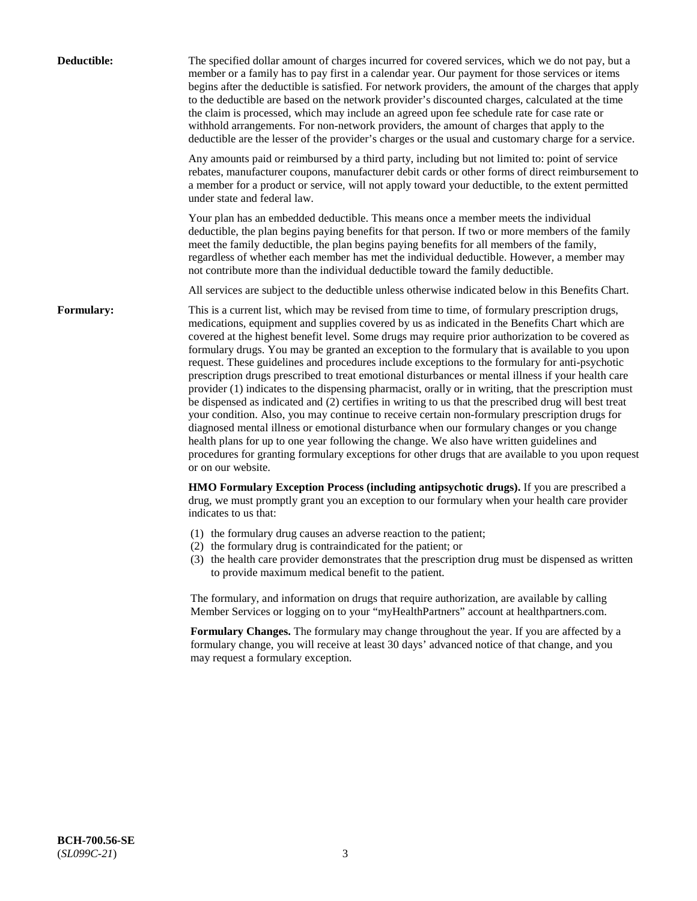**Deductible:** The specified dollar amount of charges incurred for covered services, which we do not pay, but a member or a family has to pay first in a calendar year. Our payment for those services or items begins after the deductible is satisfied. For network providers, the amount of the charges that apply to the deductible are based on the network provider's discounted charges, calculated at the time the claim is processed, which may include an agreed upon fee schedule rate for case rate or withhold arrangements. For non-network providers, the amount of charges that apply to the deductible are the lesser of the provider's charges or the usual and customary charge for a service.

Any amounts paid or reimbursed by a third party, including but not limited to: point of service rebates, manufacturer coupons, manufacturer debit cards or other forms of direct reimbursement to a member for a product or service, will not apply toward your deductible, to the extent permitted under state and federal law.

Your plan has an embedded deductible. This means once a member meets the individual deductible, the plan begins paying benefits for that person. If two or more members of the family meet the family deductible, the plan begins paying benefits for all members of the family, regardless of whether each member has met the individual deductible. However, a member may not contribute more than the individual deductible toward the family deductible.

All services are subject to the deductible unless otherwise indicated below in this Benefits Chart.

**Formulary:** This is a current list, which may be revised from time to time, of formulary prescription drugs, medications, equipment and supplies covered by us as indicated in the Benefits Chart which are covered at the highest benefit level. Some drugs may require prior authorization to be covered as formulary drugs. You may be granted an exception to the formulary that is available to you upon request. These guidelines and procedures include exceptions to the formulary for anti-psychotic prescription drugs prescribed to treat emotional disturbances or mental illness if your health care provider (1) indicates to the dispensing pharmacist, orally or in writing, that the prescription must be dispensed as indicated and (2) certifies in writing to us that the prescribed drug will best treat your condition. Also, you may continue to receive certain non-formulary prescription drugs for diagnosed mental illness or emotional disturbance when our formulary changes or you change health plans for up to one year following the change. We also have written guidelines and procedures for granting formulary exceptions for other drugs that are available to you upon request or on our website.

**HMO Formulary Exception Process (including antipsychotic drugs).** If you are prescribed a drug, we must promptly grant you an exception to our formulary when your health care provider indicates to us that:

(1) the formulary drug causes an adverse reaction to the patient;
(2) the formulary drug is contraindicated for the patient; or
(3) the health care provider demonstrates that the prescription drug must be dispensed as written to provide maximum medical benefit to the patient.

The formulary, and information on drugs that require authorization, are available by calling Member Services or logging on to your "myHealthPartners" account at healthpartners.com.

**Formulary Changes.** The formulary may change throughout the year. If you are affected by a formulary change, you will receive at least 30 days' advanced notice of that change, and you may request a formulary exception.

**BCH-700.56-SE**
(*SL099C-21*)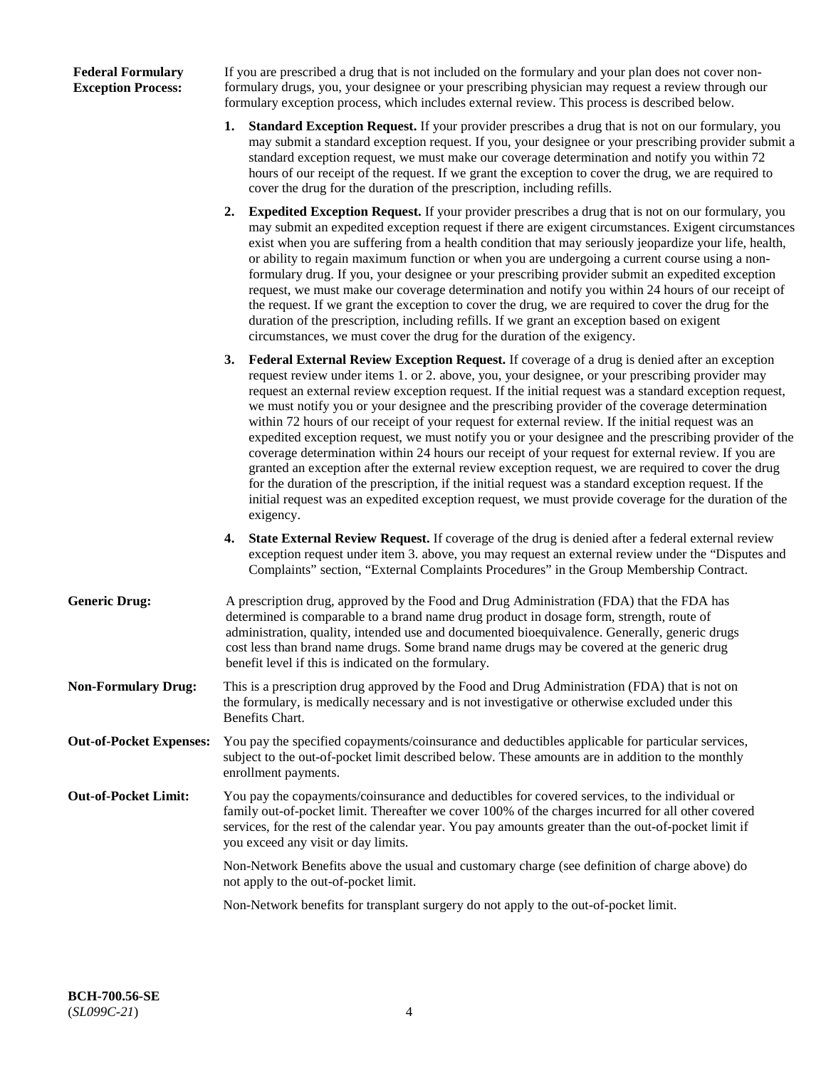**Federal Formulary Exception Process:** If you are prescribed a drug that is not included on the formulary and your plan does not cover non-formulary drugs, you, your designee or your prescribing physician may request a review through our formulary exception process, which includes external review. This process is described below.

1. **Standard Exception Request.** If your provider prescribes a drug that is not on our formulary, you may submit a standard exception request. If you, your designee or your prescribing provider submit a standard exception request, we must make our coverage determination and notify you within 72 hours of our receipt of the request. If we grant the exception to cover the drug, we are required to cover the drug for the duration of the prescription, including refills.
2. **Expedited Exception Request.** If your provider prescribes a drug that is not on our formulary, you may submit an expedited exception request if there are exigent circumstances. Exigent circumstances exist when you are suffering from a health condition that may seriously jeopardize your life, health, or ability to regain maximum function or when you are undergoing a current course using a non-formulary drug. If you, your designee or your prescribing provider submit an expedited exception request, we must make our coverage determination and notify you within 24 hours of our receipt of the request. If we grant the exception to cover the drug, we are required to cover the drug for the duration of the prescription, including refills. If we grant an exception based on exigent circumstances, we must cover the drug for the duration of the exigency.
3. **Federal External Review Exception Request.** If coverage of a drug is denied after an exception request review under items 1. or 2. above, you, your designee, or your prescribing provider may request an external review exception request. If the initial request was a standard exception request, we must notify you or your designee and the prescribing provider of the coverage determination within 72 hours of our receipt of your request for external review. If the initial request was an expedited exception request, we must notify you or your designee and the prescribing provider of the coverage determination within 24 hours our receipt of your request for external review. If you are granted an exception after the external review exception request, we are required to cover the drug for the duration of the prescription, if the initial request was a standard exception request. If the initial request was an expedited exception request, we must provide coverage for the duration of the exigency.
4. **State External Review Request.** If coverage of the drug is denied after a federal external review exception request under item 3. above, you may request an external review under the "Disputes and Complaints" section, "External Complaints Procedures" in the Group Membership Contract.

**Generic Drug:** A prescription drug, approved by the Food and Drug Administration (FDA) that the FDA has determined is comparable to a brand name drug product in dosage form, strength, route of administration, quality, intended use and documented bioequivalence. Generally, generic drugs cost less than brand name drugs. Some brand name drugs may be covered at the generic drug benefit level if this is indicated on the formulary.

**Non-Formulary Drug:** This is a prescription drug approved by the Food and Drug Administration (FDA) that is not on the formulary, is medically necessary and is not investigative or otherwise excluded under this Benefits Chart.

**Out-of-Pocket Expenses:** You pay the specified copayments/coinsurance and deductibles applicable for particular services, subject to the out-of-pocket limit described below. These amounts are in addition to the monthly enrollment payments.

**Out-of-Pocket Limit:** You pay the copayments/coinsurance and deductibles for covered services, to the individual or family out-of-pocket limit. Thereafter we cover 100% of the charges incurred for all other covered services, for the rest of the calendar year. You pay amounts greater than the out-of-pocket limit if you exceed any visit or day limits.

Non-Network Benefits above the usual and customary charge (see definition of charge above) do not apply to the out-of-pocket limit.

Non-Network benefits for transplant surgery do not apply to the out-of-pocket limit.

**BCH-700.56-SE**
(*SL099C-21*)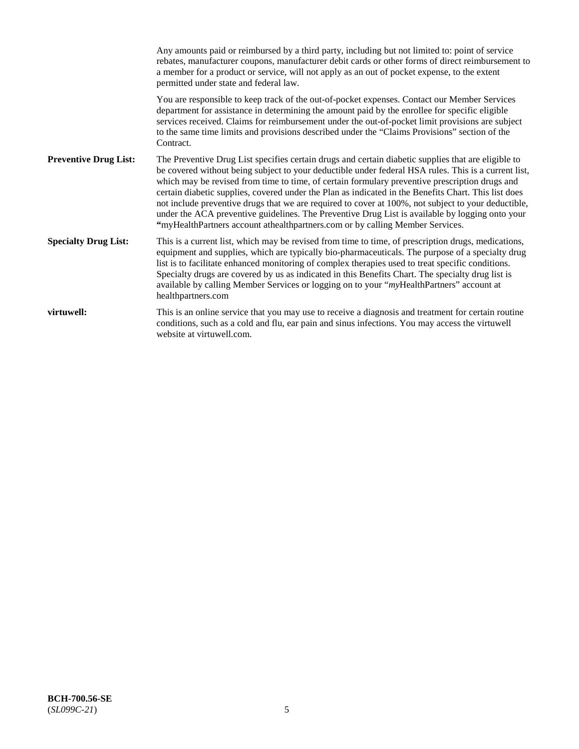Any amounts paid or reimbursed by a third party, including but not limited to: point of service rebates, manufacturer coupons, manufacturer debit cards or other forms of direct reimbursement to a member for a product or service, will not apply as an out of pocket expense, to the extent permitted under state and federal law.

You are responsible to keep track of the out-of-pocket expenses. Contact our Member Services department for assistance in determining the amount paid by the enrollee for specific eligible services received. Claims for reimbursement under the out-of-pocket limit provisions are subject to the same time limits and provisions described under the "Claims Provisions" section of the Contract.

**Preventive Drug List:** The Preventive Drug List specifies certain drugs and certain diabetic supplies that are eligible to be covered without being subject to your deductible under federal HSA rules. This is a current list, which may be revised from time to time, of certain formulary preventive prescription drugs and certain diabetic supplies, covered under the Plan as indicated in the Benefits Chart. This list does not include preventive drugs that we are required to cover at 100%, not subject to your deductible, under the ACA preventive guidelines. The Preventive Drug List is available by logging onto your **"**myHealthPartners account athealthpartners.com or by calling Member Services.

**Specialty Drug List:** This is a current list, which may be revised from time to time, of prescription drugs, medications, equipment and supplies, which are typically bio-pharmaceuticals. The purpose of a specialty drug list is to facilitate enhanced monitoring of complex therapies used to treat specific conditions. Specialty drugs are covered by us as indicated in this Benefits Chart. The specialty drug list is available by calling Member Services or logging on to your "*my*HealthPartners" account at healthpartners.com

**virtuwell:** This is an online service that you may use to receive a diagnosis and treatment for certain routine conditions, such as a cold and flu, ear pain and sinus infections. You may access the virtuwell website at virtuwell.com.

**BCH-700.56-SE**
(*SL099C-21*)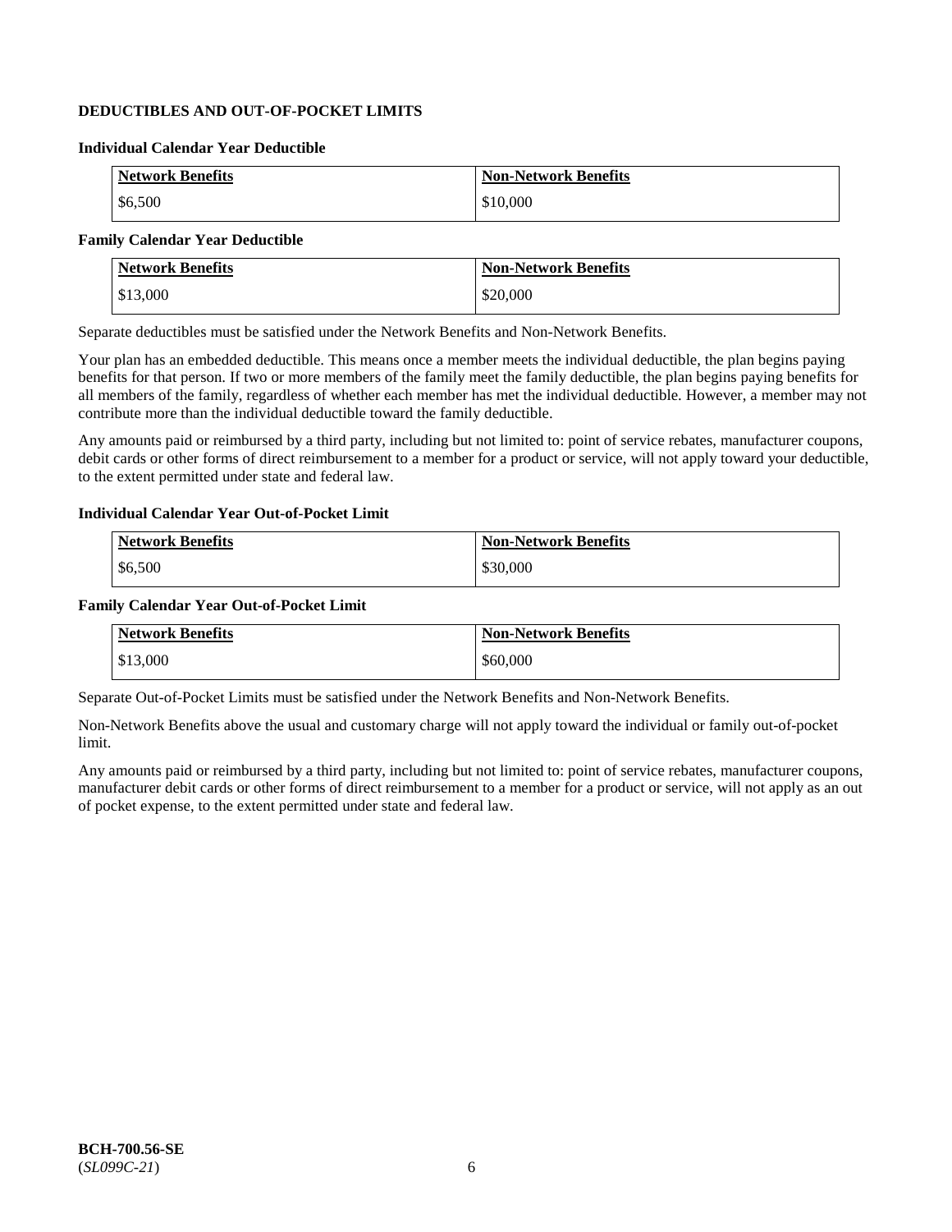## DEDUCTIBLES AND OUT-OF-POCKET LIMITS

### Individual Calendar Year Deductible

| Network Benefits | Non-Network Benefits |
|---|---|
| $6,500 | $10,000 |

### Family Calendar Year Deductible

| Network Benefits | Non-Network Benefits |
|---|---|
| $13,000 | $20,000 |

Separate deductibles must be satisfied under the Network Benefits and Non-Network Benefits.

Your plan has an embedded deductible. This means once a member meets the individual deductible, the plan begins paying benefits for that person. If two or more members of the family meet the family deductible, the plan begins paying benefits for all members of the family, regardless of whether each member has met the individual deductible. However, a member may not contribute more than the individual deductible toward the family deductible.

Any amounts paid or reimbursed by a third party, including but not limited to: point of service rebates, manufacturer coupons, debit cards or other forms of direct reimbursement to a member for a product or service, will not apply toward your deductible, to the extent permitted under state and federal law.

### Individual Calendar Year Out-of-Pocket Limit

| Network Benefits | Non-Network Benefits |
|---|---|
| $6,500 | $30,000 |

### Family Calendar Year Out-of-Pocket Limit

| Network Benefits | Non-Network Benefits |
|---|---|
| $13,000 | $60,000 |

Separate Out-of-Pocket Limits must be satisfied under the Network Benefits and Non-Network Benefits.

Non-Network Benefits above the usual and customary charge will not apply toward the individual or family out-of-pocket limit.

Any amounts paid or reimbursed by a third party, including but not limited to: point of service rebates, manufacturer coupons, manufacturer debit cards or other forms of direct reimbursement to a member for a product or service, will not apply as an out of pocket expense, to the extent permitted under state and federal law.

**BCH-700.56-SE**
(*SL099C-21*)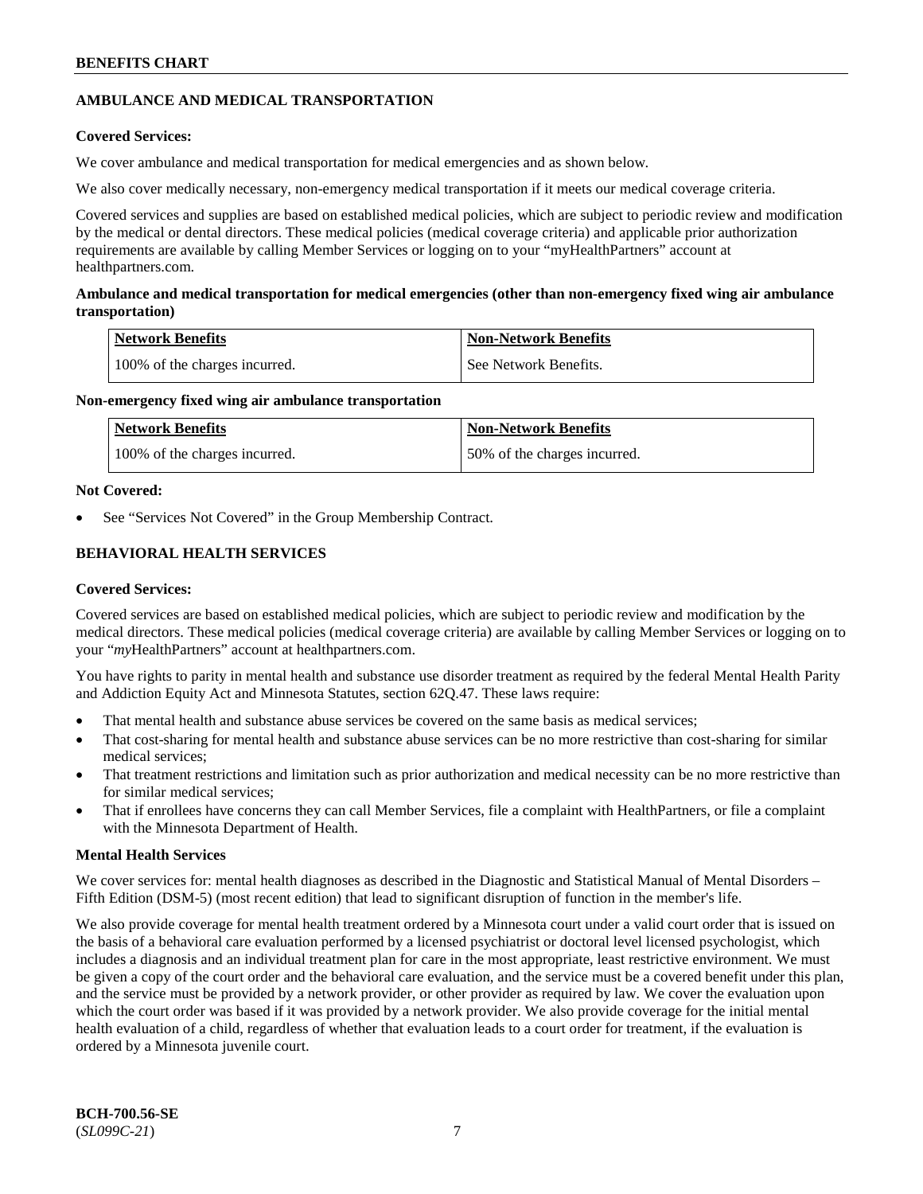## AMBULANCE AND MEDICAL TRANSPORTATION

**Covered Services:**

We cover ambulance and medical transportation for medical emergencies and as shown below.

We also cover medically necessary, non-emergency medical transportation if it meets our medical coverage criteria.

Covered services and supplies are based on established medical policies, which are subject to periodic review and modification by the medical or dental directors. These medical policies (medical coverage criteria) and applicable prior authorization requirements are available by calling Member Services or logging on to your "myHealthPartners" account at healthpartners.com.

**Ambulance and medical transportation for medical emergencies (other than non-emergency fixed wing air ambulance transportation)**

| Network Benefits | Non-Network Benefits |
|---|---|
| 100% of the charges incurred. | See Network Benefits. |

**Non-emergency fixed wing air ambulance transportation**

| Network Benefits | Non-Network Benefits |
|---|---|
| 100% of the charges incurred. | 50% of the charges incurred. |

**Not Covered:**

- See "Services Not Covered" in the Group Membership Contract.

## BEHAVIORAL HEALTH SERVICES

**Covered Services:**

Covered services are based on established medical policies, which are subject to periodic review and modification by the medical directors. These medical policies (medical coverage criteria) are available by calling Member Services or logging on to your "*my*HealthPartners" account at healthpartners.com.

You have rights to parity in mental health and substance use disorder treatment as required by the federal Mental Health Parity and Addiction Equity Act and Minnesota Statutes, section 62Q.47. These laws require:

- That mental health and substance abuse services be covered on the same basis as medical services;
- That cost-sharing for mental health and substance abuse services can be no more restrictive than cost-sharing for similar medical services;
- That treatment restrictions and limitation such as prior authorization and medical necessity can be no more restrictive than for similar medical services;
- That if enrollees have concerns they can call Member Services, file a complaint with HealthPartners, or file a complaint with the Minnesota Department of Health.

**Mental Health Services**

We cover services for: mental health diagnoses as described in the Diagnostic and Statistical Manual of Mental Disorders – Fifth Edition (DSM-5) (most recent edition) that lead to significant disruption of function in the member's life.

We also provide coverage for mental health treatment ordered by a Minnesota court under a valid court order that is issued on the basis of a behavioral care evaluation performed by a licensed psychiatrist or doctoral level licensed psychologist, which includes a diagnosis and an individual treatment plan for care in the most appropriate, least restrictive environment. We must be given a copy of the court order and the behavioral care evaluation, and the service must be a covered benefit under this plan, and the service must be provided by a network provider, or other provider as required by law. We cover the evaluation upon which the court order was based if it was provided by a network provider. We also provide coverage for the initial mental health evaluation of a child, regardless of whether that evaluation leads to a court order for treatment, if the evaluation is ordered by a Minnesota juvenile court.

**BCH-700.56-SE**
(*SL099C-21*)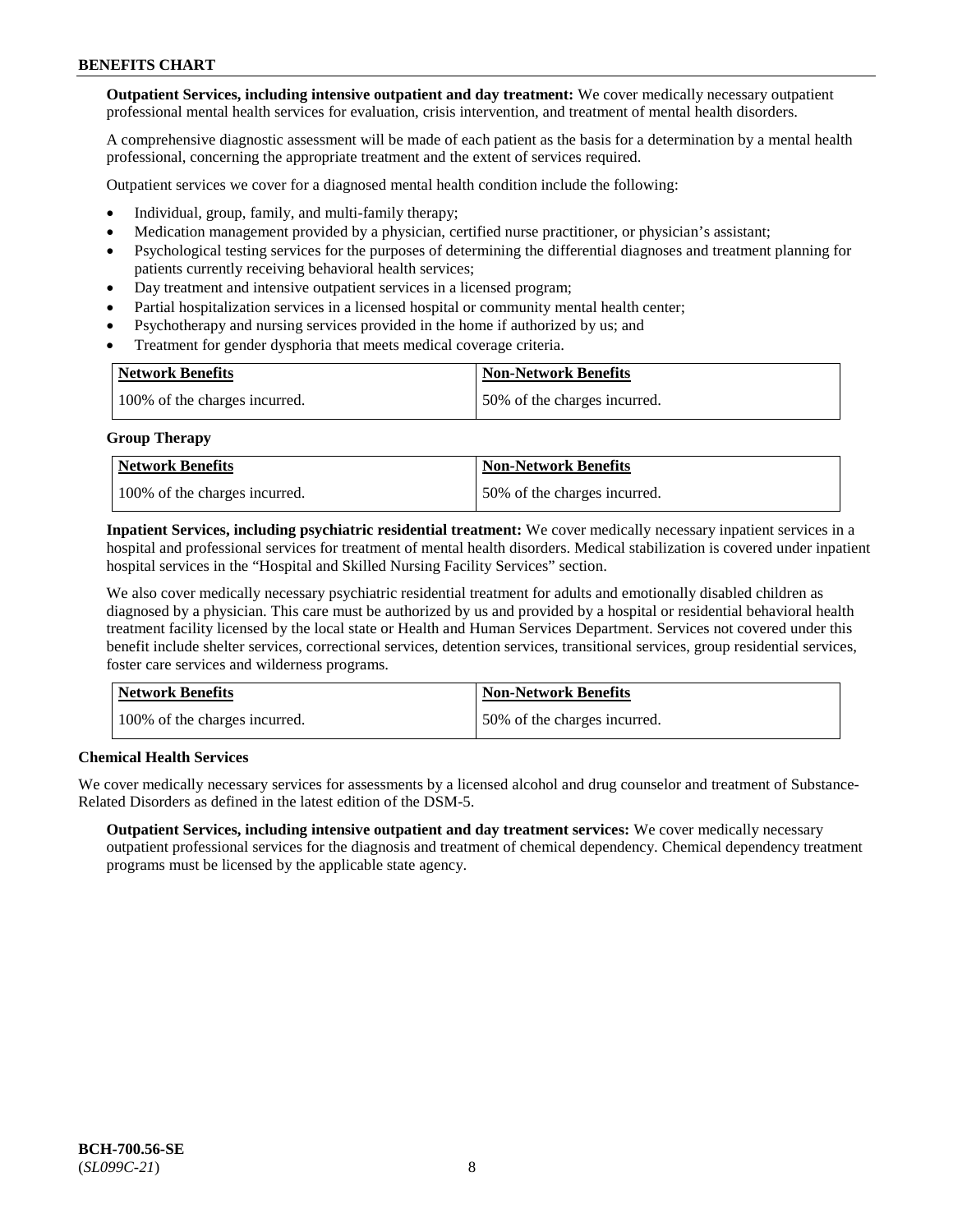**Outpatient Services, including intensive outpatient and day treatment:** We cover medically necessary outpatient professional mental health services for evaluation, crisis intervention, and treatment of mental health disorders.

A comprehensive diagnostic assessment will be made of each patient as the basis for a determination by a mental health professional, concerning the appropriate treatment and the extent of services required.

Outpatient services we cover for a diagnosed mental health condition include the following:

- Individual, group, family, and multi-family therapy;
- Medication management provided by a physician, certified nurse practitioner, or physician's assistant;
- Psychological testing services for the purposes of determining the differential diagnoses and treatment planning for patients currently receiving behavioral health services;
- Day treatment and intensive outpatient services in a licensed program;
- Partial hospitalization services in a licensed hospital or community mental health center;
- Psychotherapy and nursing services provided in the home if authorized by us; and
- Treatment for gender dysphoria that meets medical coverage criteria.

| Network Benefits | Non-Network Benefits |
|---|---|
| 100% of the charges incurred. | 50% of the charges incurred. |

**Group Therapy**

| Network Benefits | Non-Network Benefits |
|---|---|
| 100% of the charges incurred. | 50% of the charges incurred. |

**Inpatient Services, including psychiatric residential treatment:** We cover medically necessary inpatient services in a hospital and professional services for treatment of mental health disorders. Medical stabilization is covered under inpatient hospital services in the "Hospital and Skilled Nursing Facility Services" section.

We also cover medically necessary psychiatric residential treatment for adults and emotionally disabled children as diagnosed by a physician. This care must be authorized by us and provided by a hospital or residential behavioral health treatment facility licensed by the local state or Health and Human Services Department. Services not covered under this benefit include shelter services, correctional services, detention services, transitional services, group residential services, foster care services and wilderness programs.

| Network Benefits | Non-Network Benefits |
|---|---|
| 100% of the charges incurred. | 50% of the charges incurred. |

**Chemical Health Services**

We cover medically necessary services for assessments by a licensed alcohol and drug counselor and treatment of Substance-Related Disorders as defined in the latest edition of the DSM-5.

**Outpatient Services, including intensive outpatient and day treatment services:** We cover medically necessary outpatient professional services for the diagnosis and treatment of chemical dependency. Chemical dependency treatment programs must be licensed by the applicable state agency.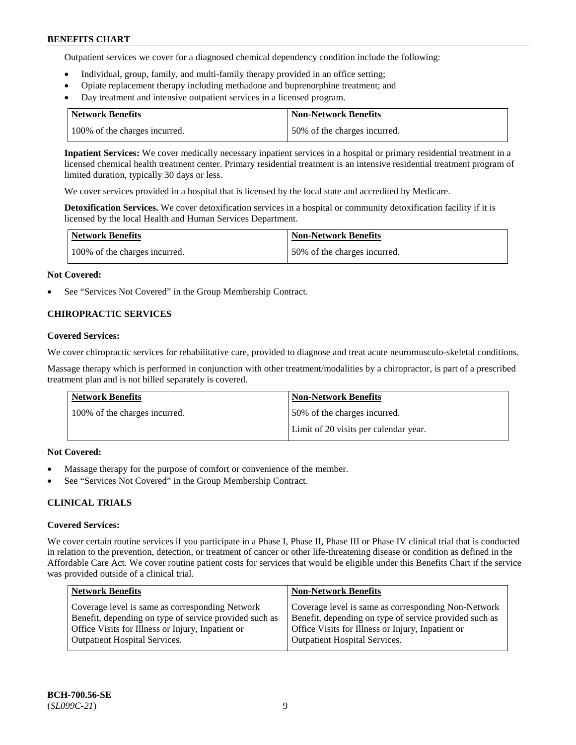Outpatient services we cover for a diagnosed chemical dependency condition include the following:

- Individual, group, family, and multi-family therapy provided in an office setting;
- Opiate replacement therapy including methadone and buprenorphine treatment; and
- Day treatment and intensive outpatient services in a licensed program.

| Network Benefits | Non-Network Benefits |
| --- | --- |
| 100% of the charges incurred. | 50% of the charges incurred. |

**Inpatient Services:** We cover medically necessary inpatient services in a hospital or primary residential treatment in a licensed chemical health treatment center. Primary residential treatment is an intensive residential treatment program of limited duration, typically 30 days or less.

We cover services provided in a hospital that is licensed by the local state and accredited by Medicare.

**Detoxification Services.** We cover detoxification services in a hospital or community detoxification facility if it is licensed by the local Health and Human Services Department.

| Network Benefits | Non-Network Benefits |
| --- | --- |
| 100% of the charges incurred. | 50% of the charges incurred. |

**Not Covered:**

- See "Services Not Covered" in the Group Membership Contract.

### CHIROPRACTIC SERVICES

**Covered Services:**

We cover chiropractic services for rehabilitative care, provided to diagnose and treat acute neuromusculo-skeletal conditions.

Massage therapy which is performed in conjunction with other treatment/modalities by a chiropractor, is part of a prescribed treatment plan and is not billed separately is covered.

| Network Benefits | Non-Network Benefits |
| --- | --- |
| 100% of the charges incurred. | 50% of the charges incurred.<br>Limit of 20 visits per calendar year. |

**Not Covered:**

- Massage therapy for the purpose of comfort or convenience of the member.
- See "Services Not Covered" in the Group Membership Contract.

### CLINICAL TRIALS

**Covered Services:**

We cover certain routine services if you participate in a Phase I, Phase II, Phase III or Phase IV clinical trial that is conducted in relation to the prevention, detection, or treatment of cancer or other life-threatening disease or condition as defined in the Affordable Care Act. We cover routine patient costs for services that would be eligible under this Benefits Chart if the service was provided outside of a clinical trial.

| Network Benefits | Non-Network Benefits |
| --- | --- |
| Coverage level is same as corresponding Network Benefit, depending on type of service provided such as Office Visits for Illness or Injury, Inpatient or Outpatient Hospital Services. | Coverage level is same as corresponding Non-Network Benefit, depending on type of service provided such as Office Visits for Illness or Injury, Inpatient or Outpatient Hospital Services. |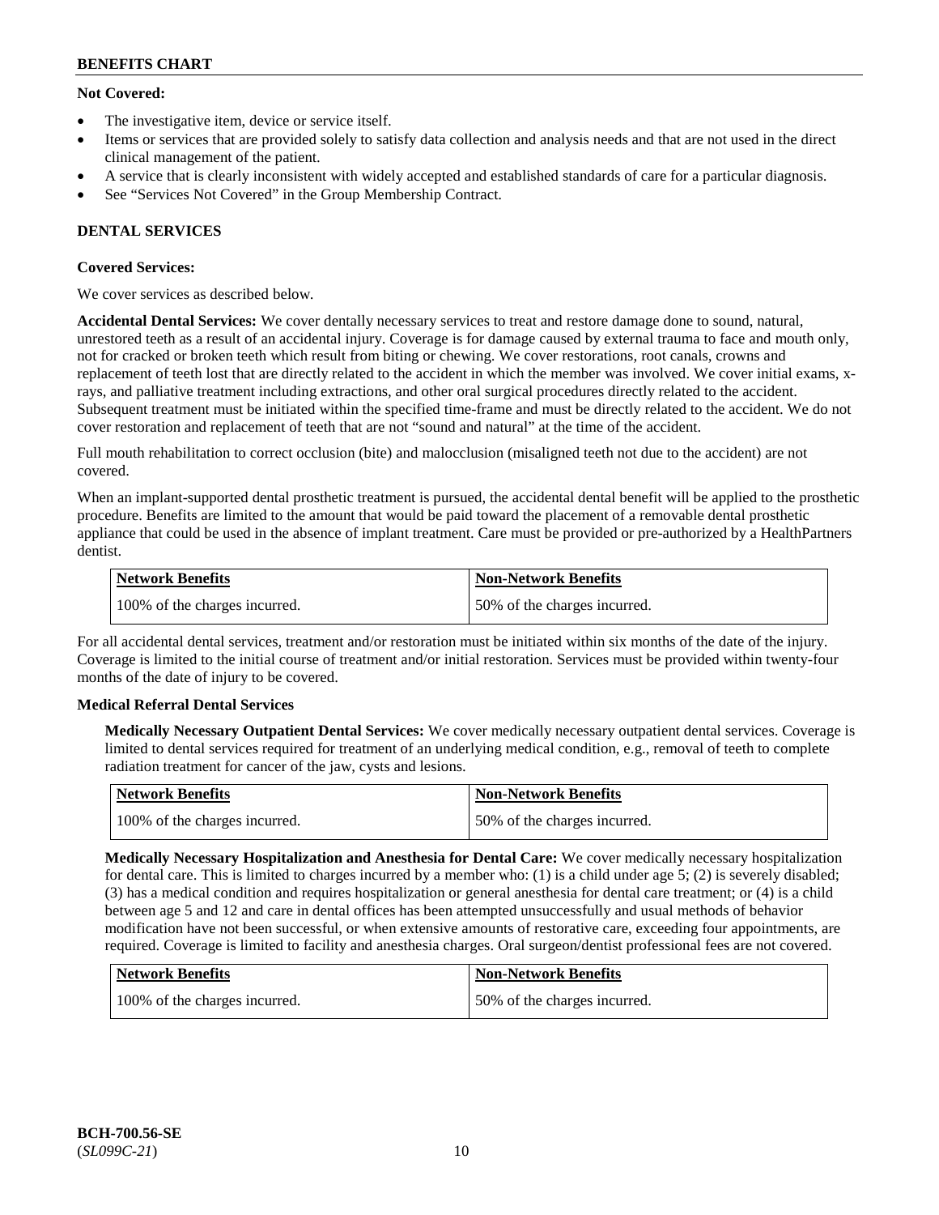**Not Covered:**

- The investigative item, device or service itself.
- Items or services that are provided solely to satisfy data collection and analysis needs and that are not used in the direct clinical management of the patient.
- A service that is clearly inconsistent with widely accepted and established standards of care for a particular diagnosis.
- See "Services Not Covered" in the Group Membership Contract.

## DENTAL SERVICES

**Covered Services:**

We cover services as described below.

**Accidental Dental Services:** We cover dentally necessary services to treat and restore damage done to sound, natural, unrestored teeth as a result of an accidental injury. Coverage is for damage caused by external trauma to face and mouth only, not for cracked or broken teeth which result from biting or chewing. We cover restorations, root canals, crowns and replacement of teeth lost that are directly related to the accident in which the member was involved. We cover initial exams, x-rays, and palliative treatment including extractions, and other oral surgical procedures directly related to the accident. Subsequent treatment must be initiated within the specified time-frame and must be directly related to the accident. We do not cover restoration and replacement of teeth that are not "sound and natural" at the time of the accident.

Full mouth rehabilitation to correct occlusion (bite) and malocclusion (misaligned teeth not due to the accident) are not covered.

When an implant-supported dental prosthetic treatment is pursued, the accidental dental benefit will be applied to the prosthetic procedure. Benefits are limited to the amount that would be paid toward the placement of a removable dental prosthetic appliance that could be used in the absence of implant treatment. Care must be provided or pre-authorized by a HealthPartners dentist.

| Network Benefits | Non-Network Benefits |
| --- | --- |
| 100% of the charges incurred. | 50% of the charges incurred. |

For all accidental dental services, treatment and/or restoration must be initiated within six months of the date of the injury. Coverage is limited to the initial course of treatment and/or initial restoration. Services must be provided within twenty-four months of the date of injury to be covered.

**Medical Referral Dental Services**

**Medically Necessary Outpatient Dental Services:** We cover medically necessary outpatient dental services. Coverage is limited to dental services required for treatment of an underlying medical condition, e.g., removal of teeth to complete radiation treatment for cancer of the jaw, cysts and lesions.

| Network Benefits | Non-Network Benefits |
| --- | --- |
| 100% of the charges incurred. | 50% of the charges incurred. |

**Medically Necessary Hospitalization and Anesthesia for Dental Care:** We cover medically necessary hospitalization for dental care. This is limited to charges incurred by a member who: (1) is a child under age 5; (2) is severely disabled; (3) has a medical condition and requires hospitalization or general anesthesia for dental care treatment; or (4) is a child between age 5 and 12 and care in dental offices has been attempted unsuccessfully and usual methods of behavior modification have not been successful, or when extensive amounts of restorative care, exceeding four appointments, are required. Coverage is limited to facility and anesthesia charges. Oral surgeon/dentist professional fees are not covered.

| Network Benefits | Non-Network Benefits |
| --- | --- |
| 100% of the charges incurred. | 50% of the charges incurred. |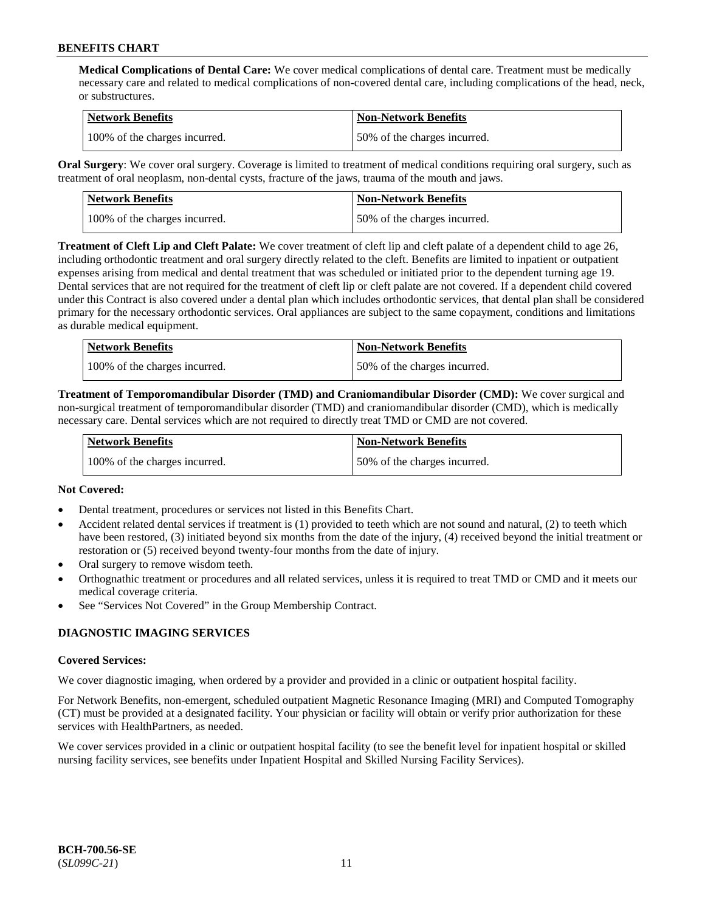**Medical Complications of Dental Care:** We cover medical complications of dental care. Treatment must be medically necessary care and related to medical complications of non-covered dental care, including complications of the head, neck, or substructures.

| Network Benefits | Non-Network Benefits |
| --- | --- |
| 100% of the charges incurred. | 50% of the charges incurred. |

**Oral Surgery**: We cover oral surgery. Coverage is limited to treatment of medical conditions requiring oral surgery, such as treatment of oral neoplasm, non-dental cysts, fracture of the jaws, trauma of the mouth and jaws.

| Network Benefits | Non-Network Benefits |
| --- | --- |
| 100% of the charges incurred. | 50% of the charges incurred. |

**Treatment of Cleft Lip and Cleft Palate:** We cover treatment of cleft lip and cleft palate of a dependent child to age 26, including orthodontic treatment and oral surgery directly related to the cleft. Benefits are limited to inpatient or outpatient expenses arising from medical and dental treatment that was scheduled or initiated prior to the dependent turning age 19. Dental services that are not required for the treatment of cleft lip or cleft palate are not covered. If a dependent child covered under this Contract is also covered under a dental plan which includes orthodontic services, that dental plan shall be considered primary for the necessary orthodontic services. Oral appliances are subject to the same copayment, conditions and limitations as durable medical equipment.

| Network Benefits | Non-Network Benefits |
| --- | --- |
| 100% of the charges incurred. | 50% of the charges incurred. |

**Treatment of Temporomandibular Disorder (TMD) and Craniomandibular Disorder (CMD):** We cover surgical and non-surgical treatment of temporomandibular disorder (TMD) and craniomandibular disorder (CMD), which is medically necessary care. Dental services which are not required to directly treat TMD or CMD are not covered.

| Network Benefits | Non-Network Benefits |
| --- | --- |
| 100% of the charges incurred. | 50% of the charges incurred. |

**Not Covered:**

- Dental treatment, procedures or services not listed in this Benefits Chart.
- Accident related dental services if treatment is (1) provided to teeth which are not sound and natural, (2) to teeth which have been restored, (3) initiated beyond six months from the date of the injury, (4) received beyond the initial treatment or restoration or (5) received beyond twenty-four months from the date of injury.
- Oral surgery to remove wisdom teeth.
- Orthognathic treatment or procedures and all related services, unless it is required to treat TMD or CMD and it meets our medical coverage criteria.
- See "Services Not Covered" in the Group Membership Contract.

## DIAGNOSTIC IMAGING SERVICES

**Covered Services:**

We cover diagnostic imaging, when ordered by a provider and provided in a clinic or outpatient hospital facility.

For Network Benefits, non-emergent, scheduled outpatient Magnetic Resonance Imaging (MRI) and Computed Tomography (CT) must be provided at a designated facility. Your physician or facility will obtain or verify prior authorization for these services with HealthPartners, as needed.

We cover services provided in a clinic or outpatient hospital facility (to see the benefit level for inpatient hospital or skilled nursing facility services, see benefits under Inpatient Hospital and Skilled Nursing Facility Services).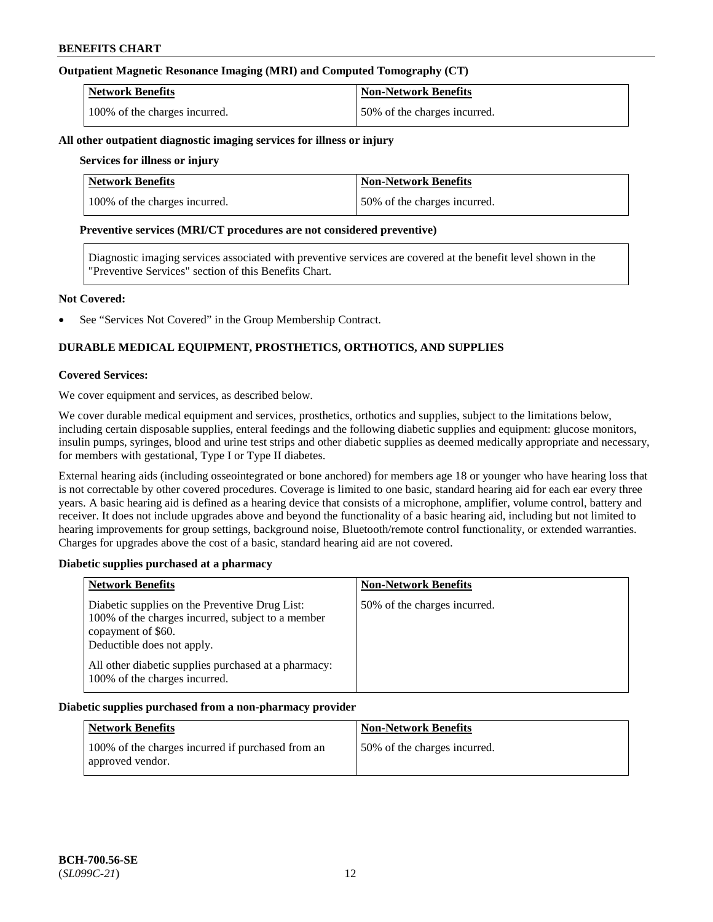### Outpatient Magnetic Resonance Imaging (MRI) and Computed Tomography (CT)

| Network Benefits | Non-Network Benefits |
| --- | --- |
| 100% of the charges incurred. | 50% of the charges incurred. |

### All other outpatient diagnostic imaging services for illness or injury

**Services for illness or injury**

| Network Benefits | Non-Network Benefits |
| --- | --- |
| 100% of the charges incurred. | 50% of the charges incurred. |

**Preventive services (MRI/CT procedures are not considered preventive)**

Diagnostic imaging services associated with preventive services are covered at the benefit level shown in the "Preventive Services" section of this Benefits Chart.

**Not Covered:**

- See "Services Not Covered" in the Group Membership Contract.

## DURABLE MEDICAL EQUIPMENT, PROSTHETICS, ORTHOTICS, AND SUPPLIES

**Covered Services:**

We cover equipment and services, as described below.

We cover durable medical equipment and services, prosthetics, orthotics and supplies, subject to the limitations below, including certain disposable supplies, enteral feedings and the following diabetic supplies and equipment: glucose monitors, insulin pumps, syringes, blood and urine test strips and other diabetic supplies as deemed medically appropriate and necessary, for members with gestational, Type I or Type II diabetes.

External hearing aids (including osseointegrated or bone anchored) for members age 18 or younger who have hearing loss that is not correctable by other covered procedures. Coverage is limited to one basic, standard hearing aid for each ear every three years. A basic hearing aid is defined as a hearing device that consists of a microphone, amplifier, volume control, battery and receiver. It does not include upgrades above and beyond the functionality of a basic hearing aid, including but not limited to hearing improvements for group settings, background noise, Bluetooth/remote control functionality, or extended warranties. Charges for upgrades above the cost of a basic, standard hearing aid are not covered.

### Diabetic supplies purchased at a pharmacy

| Network Benefits | Non-Network Benefits |
| --- | --- |
| Diabetic supplies on the Preventive Drug List: 100% of the charges incurred, subject to a member copayment of $60. Deductible does not apply.<br><br>All other diabetic supplies purchased at a pharmacy: 100% of the charges incurred. | 50% of the charges incurred. |

### Diabetic supplies purchased from a non-pharmacy provider

| Network Benefits | Non-Network Benefits |
| --- | --- |
| 100% of the charges incurred if purchased from an approved vendor. | 50% of the charges incurred. |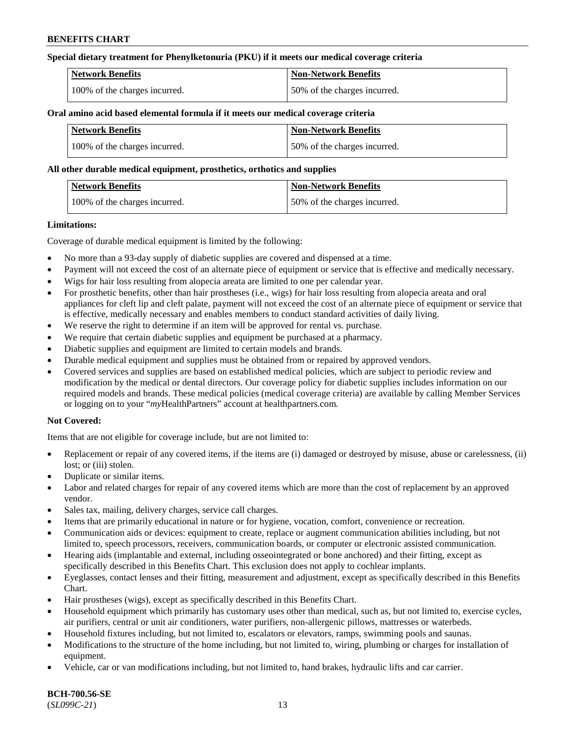**Special dietary treatment for Phenylketonuria (PKU) if it meets our medical coverage criteria**

| Network Benefits | Non-Network Benefits |
| --- | --- |
| 100% of the charges incurred. | 50% of the charges incurred. |

**Oral amino acid based elemental formula if it meets our medical coverage criteria**

| Network Benefits | Non-Network Benefits |
| --- | --- |
| 100% of the charges incurred. | 50% of the charges incurred. |

**All other durable medical equipment, prosthetics, orthotics and supplies**

| Network Benefits | Non-Network Benefits |
| --- | --- |
| 100% of the charges incurred. | 50% of the charges incurred. |

**Limitations:**

Coverage of durable medical equipment is limited by the following:

- No more than a 93-day supply of diabetic supplies are covered and dispensed at a time.
- Payment will not exceed the cost of an alternate piece of equipment or service that is effective and medically necessary.
- Wigs for hair loss resulting from alopecia areata are limited to one per calendar year.
- For prosthetic benefits, other than hair prostheses (i.e., wigs) for hair loss resulting from alopecia areata and oral appliances for cleft lip and cleft palate, payment will not exceed the cost of an alternate piece of equipment or service that is effective, medically necessary and enables members to conduct standard activities of daily living.
- We reserve the right to determine if an item will be approved for rental vs. purchase.
- We require that certain diabetic supplies and equipment be purchased at a pharmacy.
- Diabetic supplies and equipment are limited to certain models and brands.
- Durable medical equipment and supplies must be obtained from or repaired by approved vendors.
- Covered services and supplies are based on established medical policies, which are subject to periodic review and modification by the medical or dental directors. Our coverage policy for diabetic supplies includes information on our required models and brands. These medical policies (medical coverage criteria) are available by calling Member Services or logging on to your "*my*HealthPartners" account at healthpartners.com.

**Not Covered:**

Items that are not eligible for coverage include, but are not limited to:

- Replacement or repair of any covered items, if the items are (i) damaged or destroyed by misuse, abuse or carelessness, (ii) lost; or (iii) stolen.
- Duplicate or similar items.
- Labor and related charges for repair of any covered items which are more than the cost of replacement by an approved vendor.
- Sales tax, mailing, delivery charges, service call charges.
- Items that are primarily educational in nature or for hygiene, vocation, comfort, convenience or recreation.
- Communication aids or devices: equipment to create, replace or augment communication abilities including, but not limited to, speech processors, receivers, communication boards, or computer or electronic assisted communication.
- Hearing aids (implantable and external, including osseointegrated or bone anchored) and their fitting, except as specifically described in this Benefits Chart. This exclusion does not apply to cochlear implants.
- Eyeglasses, contact lenses and their fitting, measurement and adjustment, except as specifically described in this Benefits Chart.
- Hair prostheses (wigs), except as specifically described in this Benefits Chart.
- Household equipment which primarily has customary uses other than medical, such as, but not limited to, exercise cycles, air purifiers, central or unit air conditioners, water purifiers, non-allergenic pillows, mattresses or waterbeds.
- Household fixtures including, but not limited to, escalators or elevators, ramps, swimming pools and saunas.
- Modifications to the structure of the home including, but not limited to, wiring, plumbing or charges for installation of equipment.
- Vehicle, car or van modifications including, but not limited to, hand brakes, hydraulic lifts and car carrier.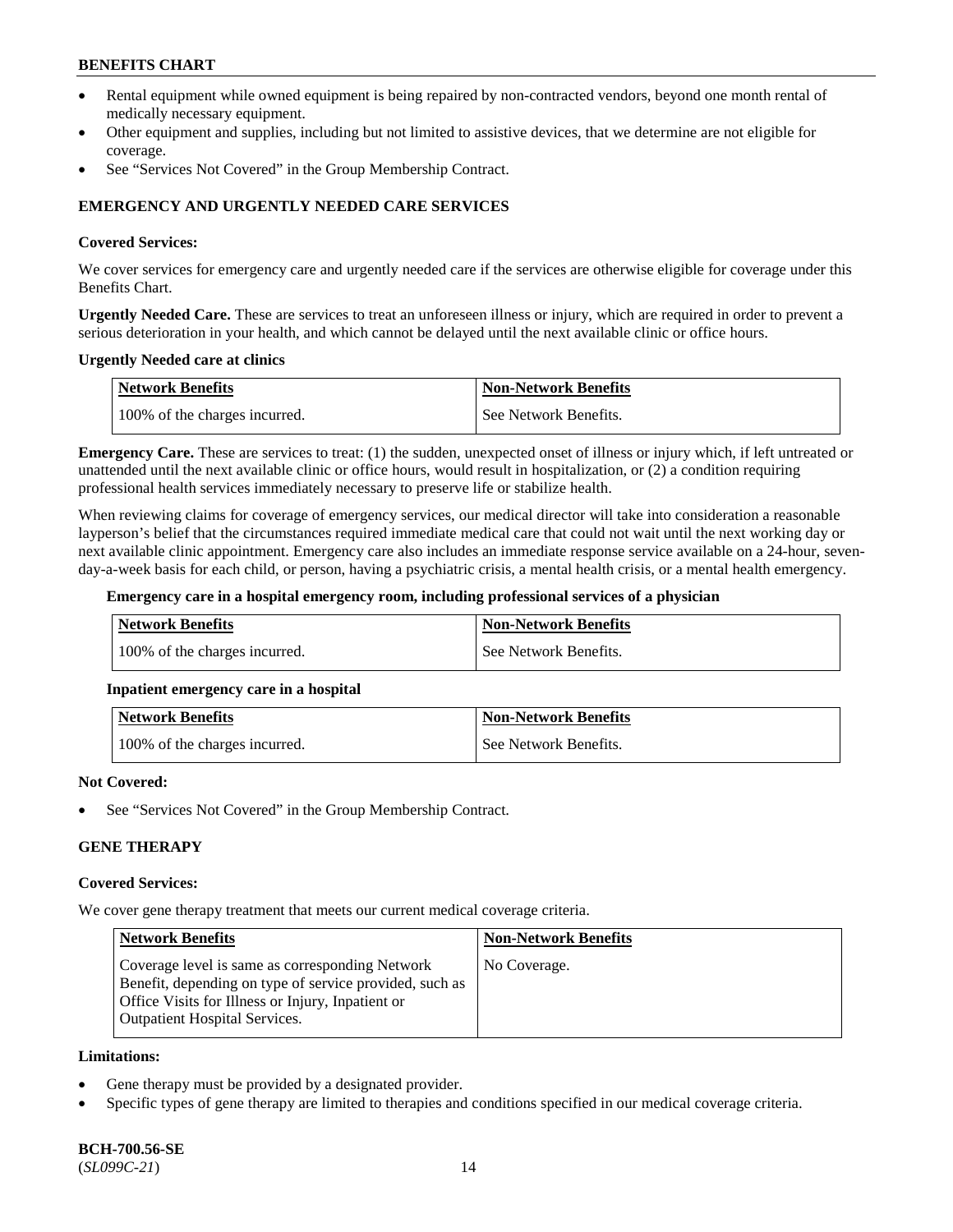- Rental equipment while owned equipment is being repaired by non-contracted vendors, beyond one month rental of medically necessary equipment.
- Other equipment and supplies, including but not limited to assistive devices, that we determine are not eligible for coverage.
- See "Services Not Covered" in the Group Membership Contract.

## EMERGENCY AND URGENTLY NEEDED CARE SERVICES

**Covered Services:**

We cover services for emergency care and urgently needed care if the services are otherwise eligible for coverage under this Benefits Chart.

**Urgently Needed Care.** These are services to treat an unforeseen illness or injury, which are required in order to prevent a serious deterioration in your health, and which cannot be delayed until the next available clinic or office hours.

**Urgently Needed care at clinics**

| Network Benefits | Non-Network Benefits |
|---|---|
| 100% of the charges incurred. | See Network Benefits. |

**Emergency Care.** These are services to treat: (1) the sudden, unexpected onset of illness or injury which, if left untreated or unattended until the next available clinic or office hours, would result in hospitalization, or (2) a condition requiring professional health services immediately necessary to preserve life or stabilize health.

When reviewing claims for coverage of emergency services, our medical director will take into consideration a reasonable layperson's belief that the circumstances required immediate medical care that could not wait until the next working day or next available clinic appointment. Emergency care also includes an immediate response service available on a 24-hour, seven-day-a-week basis for each child, or person, having a psychiatric crisis, a mental health crisis, or a mental health emergency.

**Emergency care in a hospital emergency room, including professional services of a physician**

| Network Benefits | Non-Network Benefits |
|---|---|
| 100% of the charges incurred. | See Network Benefits. |

**Inpatient emergency care in a hospital**

| Network Benefits | Non-Network Benefits |
|---|---|
| 100% of the charges incurred. | See Network Benefits. |

**Not Covered:**

- See "Services Not Covered" in the Group Membership Contract.

## GENE THERAPY

**Covered Services:**

We cover gene therapy treatment that meets our current medical coverage criteria.

| Network Benefits | Non-Network Benefits |
|---|---|
| Coverage level is same as corresponding Network Benefit, depending on type of service provided, such as Office Visits for Illness or Injury, Inpatient or Outpatient Hospital Services. | No Coverage. |

**Limitations:**

- Gene therapy must be provided by a designated provider.
- Specific types of gene therapy are limited to therapies and conditions specified in our medical coverage criteria.

**BCH-700.56-SE**
(*SL099C-21*)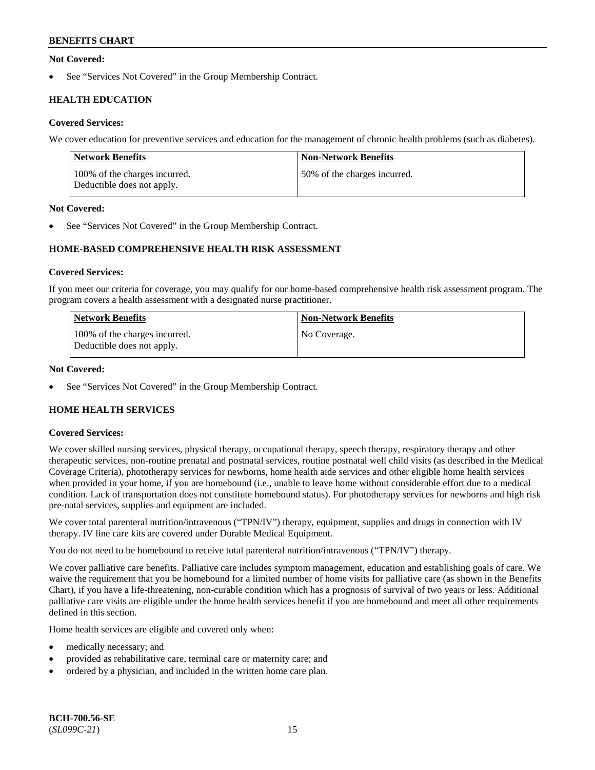**Not Covered:**

- See "Services Not Covered" in the Group Membership Contract.

## HEALTH EDUCATION

**Covered Services:**

We cover education for preventive services and education for the management of chronic health problems (such as diabetes).

| Network Benefits | Non-Network Benefits |
|---|---|
| 100% of the charges incurred. Deductible does not apply. | 50% of the charges incurred. |

**Not Covered:**

- See "Services Not Covered" in the Group Membership Contract.

## HOME-BASED COMPREHENSIVE HEALTH RISK ASSESSMENT

**Covered Services:**

If you meet our criteria for coverage, you may qualify for our home-based comprehensive health risk assessment program. The program covers a health assessment with a designated nurse practitioner.

| Network Benefits | Non-Network Benefits |
|---|---|
| 100% of the charges incurred. Deductible does not apply. | No Coverage. |

**Not Covered:**

- See "Services Not Covered" in the Group Membership Contract.

## HOME HEALTH SERVICES

**Covered Services:**

We cover skilled nursing services, physical therapy, occupational therapy, speech therapy, respiratory therapy and other therapeutic services, non-routine prenatal and postnatal services, routine postnatal well child visits (as described in the Medical Coverage Criteria), phototherapy services for newborns, home health aide services and other eligible home health services when provided in your home, if you are homebound (i.e., unable to leave home without considerable effort due to a medical condition. Lack of transportation does not constitute homebound status). For phototherapy services for newborns and high risk pre-natal services, supplies and equipment are included.

We cover total parenteral nutrition/intravenous ("TPN/IV") therapy, equipment, supplies and drugs in connection with IV therapy. IV line care kits are covered under Durable Medical Equipment.

You do not need to be homebound to receive total parenteral nutrition/intravenous ("TPN/IV") therapy.

We cover palliative care benefits. Palliative care includes symptom management, education and establishing goals of care. We waive the requirement that you be homebound for a limited number of home visits for palliative care (as shown in the Benefits Chart), if you have a life-threatening, non-curable condition which has a prognosis of survival of two years or less. Additional palliative care visits are eligible under the home health services benefit if you are homebound and meet all other requirements defined in this section.

Home health services are eligible and covered only when:

- medically necessary; and
- provided as rehabilitative care, terminal care or maternity care; and
- ordered by a physician, and included in the written home care plan.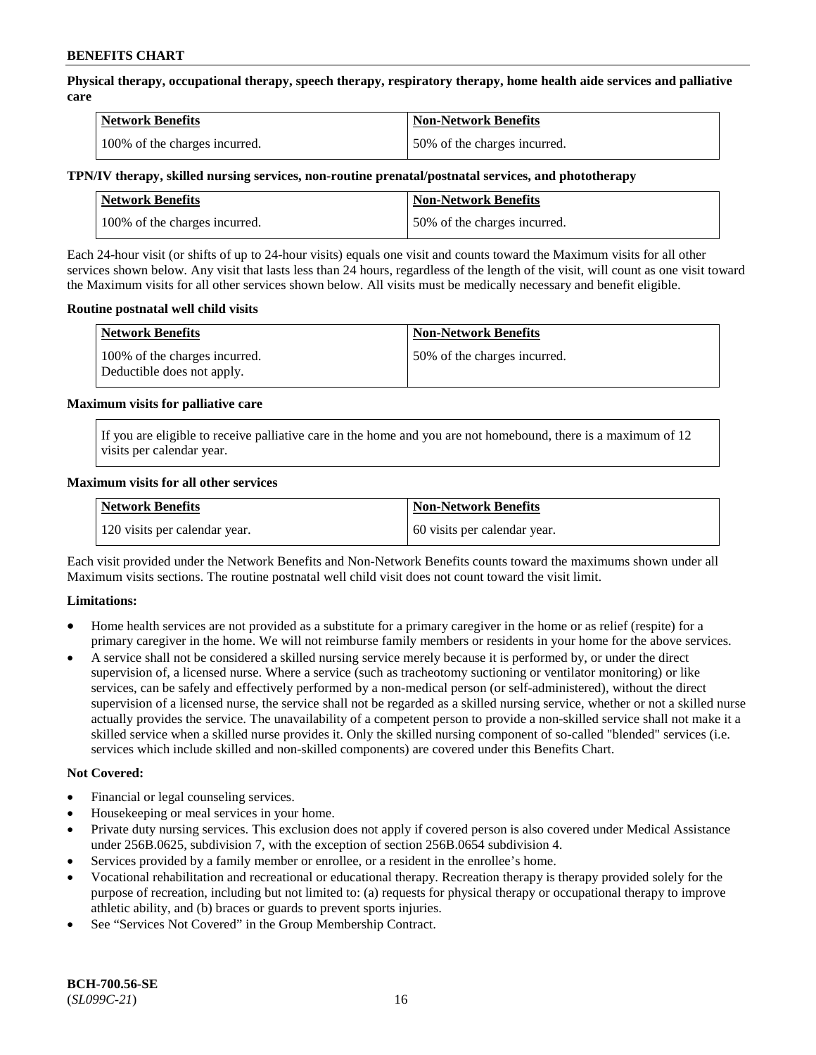**Physical therapy, occupational therapy, speech therapy, respiratory therapy, home health aide services and palliative care**

| Network Benefits | Non-Network Benefits |
|---|---|
| 100% of the charges incurred. | 50% of the charges incurred. |

**TPN/IV therapy, skilled nursing services, non-routine prenatal/postnatal services, and phototherapy**

| Network Benefits | Non-Network Benefits |
|---|---|
| 100% of the charges incurred. | 50% of the charges incurred. |

Each 24-hour visit (or shifts of up to 24-hour visits) equals one visit and counts toward the Maximum visits for all other services shown below. Any visit that lasts less than 24 hours, regardless of the length of the visit, will count as one visit toward the Maximum visits for all other services shown below. All visits must be medically necessary and benefit eligible.

**Routine postnatal well child visits**

| Network Benefits | Non-Network Benefits |
|---|---|
| 100% of the charges incurred. Deductible does not apply. | 50% of the charges incurred. |

**Maximum visits for palliative care**

If you are eligible to receive palliative care in the home and you are not homebound, there is a maximum of 12 visits per calendar year.

**Maximum visits for all other services**

| Network Benefits | Non-Network Benefits |
|---|---|
| 120 visits per calendar year. | 60 visits per calendar year. |

Each visit provided under the Network Benefits and Non-Network Benefits counts toward the maximums shown under all Maximum visits sections. The routine postnatal well child visit does not count toward the visit limit.

**Limitations:**

- Home health services are not provided as a substitute for a primary caregiver in the home or as relief (respite) for a primary caregiver in the home. We will not reimburse family members or residents in your home for the above services.
- A service shall not be considered a skilled nursing service merely because it is performed by, or under the direct supervision of, a licensed nurse. Where a service (such as tracheotomy suctioning or ventilator monitoring) or like services, can be safely and effectively performed by a non-medical person (or self-administered), without the direct supervision of a licensed nurse, the service shall not be regarded as a skilled nursing service, whether or not a skilled nurse actually provides the service. The unavailability of a competent person to provide a non-skilled service shall not make it a skilled service when a skilled nurse provides it. Only the skilled nursing component of so-called "blended" services (i.e. services which include skilled and non-skilled components) are covered under this Benefits Chart.

**Not Covered:**

- Financial or legal counseling services.
- Housekeeping or meal services in your home.
- Private duty nursing services. This exclusion does not apply if covered person is also covered under Medical Assistance under 256B.0625, subdivision 7, with the exception of section 256B.0654 subdivision 4.
- Services provided by a family member or enrollee, or a resident in the enrollee's home.
- Vocational rehabilitation and recreational or educational therapy. Recreation therapy is therapy provided solely for the purpose of recreation, including but not limited to: (a) requests for physical therapy or occupational therapy to improve athletic ability, and (b) braces or guards to prevent sports injuries.
- See "Services Not Covered" in the Group Membership Contract.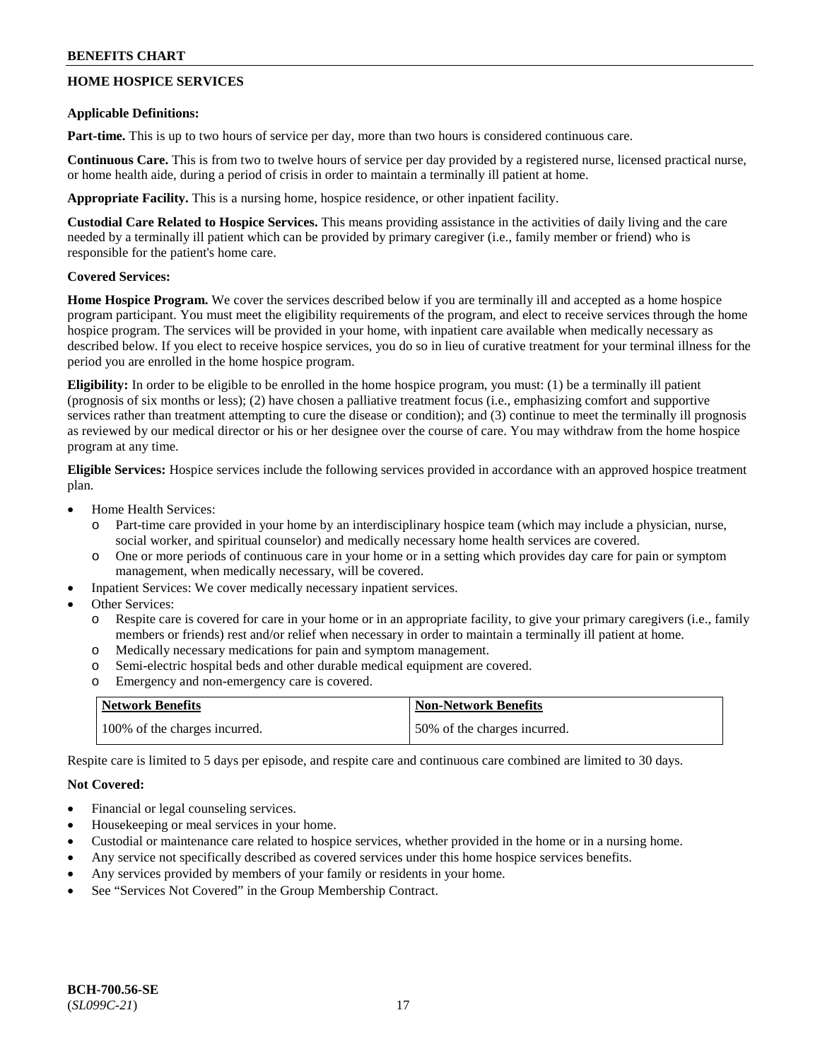## HOME HOSPICE SERVICES

**Applicable Definitions:**

**Part-time.** This is up to two hours of service per day, more than two hours is considered continuous care.

**Continuous Care.** This is from two to twelve hours of service per day provided by a registered nurse, licensed practical nurse, or home health aide, during a period of crisis in order to maintain a terminally ill patient at home.

**Appropriate Facility.** This is a nursing home, hospice residence, or other inpatient facility.

**Custodial Care Related to Hospice Services.** This means providing assistance in the activities of daily living and the care needed by a terminally ill patient which can be provided by primary caregiver (i.e., family member or friend) who is responsible for the patient's home care.

**Covered Services:**

**Home Hospice Program.** We cover the services described below if you are terminally ill and accepted as a home hospice program participant. You must meet the eligibility requirements of the program, and elect to receive services through the home hospice program. The services will be provided in your home, with inpatient care available when medically necessary as described below. If you elect to receive hospice services, you do so in lieu of curative treatment for your terminal illness for the period you are enrolled in the home hospice program.

**Eligibility:** In order to be eligible to be enrolled in the home hospice program, you must: (1) be a terminally ill patient (prognosis of six months or less); (2) have chosen a palliative treatment focus (i.e., emphasizing comfort and supportive services rather than treatment attempting to cure the disease or condition); and (3) continue to meet the terminally ill prognosis as reviewed by our medical director or his or her designee over the course of care. You may withdraw from the home hospice program at any time.

**Eligible Services:** Hospice services include the following services provided in accordance with an approved hospice treatment plan.

- Home Health Services:
  - Part-time care provided in your home by an interdisciplinary hospice team (which may include a physician, nurse, social worker, and spiritual counselor) and medically necessary home health services are covered.
  - One or more periods of continuous care in your home or in a setting which provides day care for pain or symptom management, when medically necessary, will be covered.
- Inpatient Services: We cover medically necessary inpatient services.
- Other Services:
  - Respite care is covered for care in your home or in an appropriate facility, to give your primary caregivers (i.e., family members or friends) rest and/or relief when necessary in order to maintain a terminally ill patient at home.
  - Medically necessary medications for pain and symptom management.
  - Semi-electric hospital beds and other durable medical equipment are covered.
  - Emergency and non-emergency care is covered.

| Network Benefits | Non-Network Benefits |
|---|---|
| 100% of the charges incurred. | 50% of the charges incurred. |

Respite care is limited to 5 days per episode, and respite care and continuous care combined are limited to 30 days.

**Not Covered:**

- Financial or legal counseling services.
- Housekeeping or meal services in your home.
- Custodial or maintenance care related to hospice services, whether provided in the home or in a nursing home.
- Any service not specifically described as covered services under this home hospice services benefits.
- Any services provided by members of your family or residents in your home.
- See "Services Not Covered" in the Group Membership Contract.

BCH-700.56-SE
(*SL099C-21*)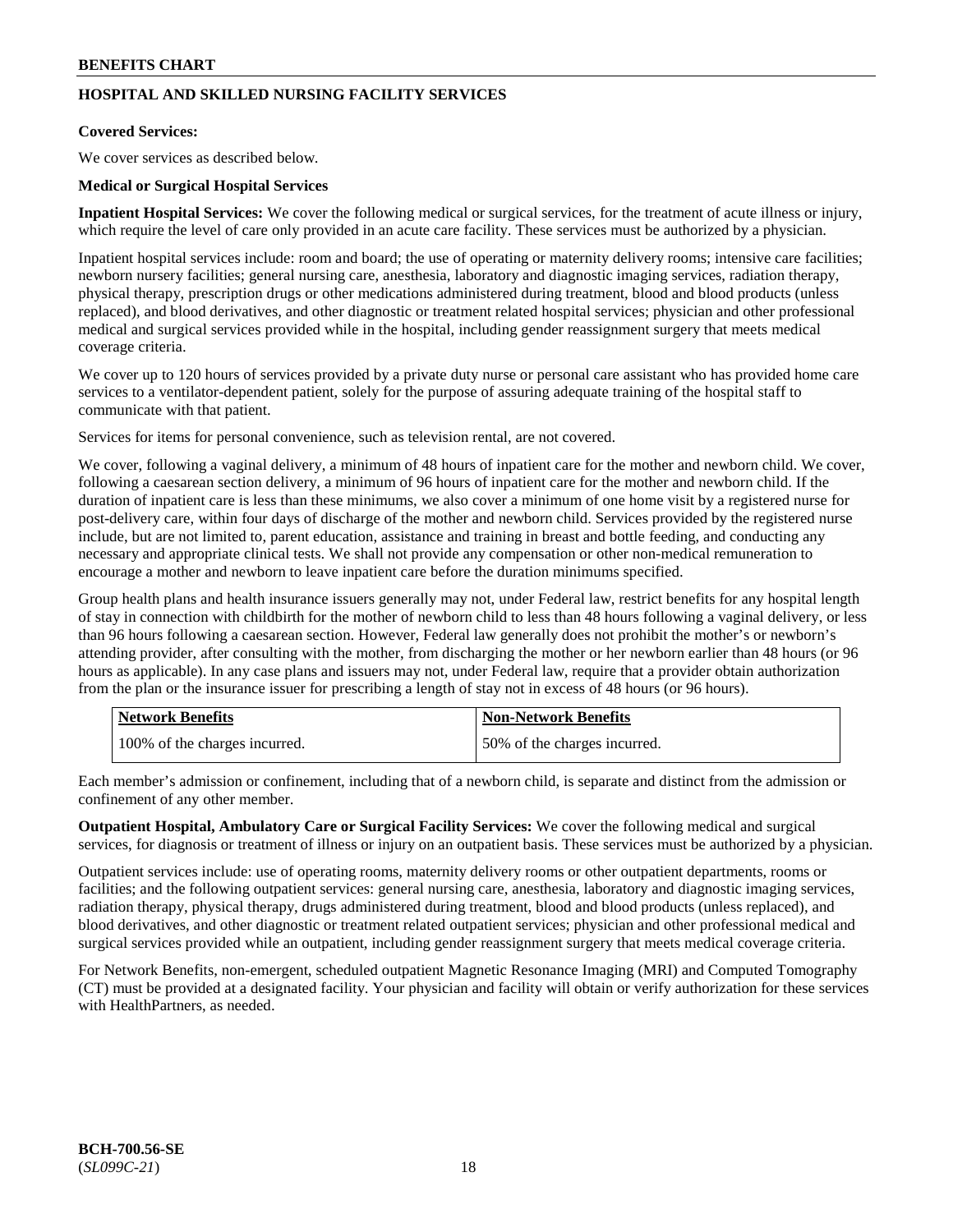## HOSPITAL AND SKILLED NURSING FACILITY SERVICES

**Covered Services:**

We cover services as described below.

**Medical or Surgical Hospital Services**

**Inpatient Hospital Services:** We cover the following medical or surgical services, for the treatment of acute illness or injury, which require the level of care only provided in an acute care facility. These services must be authorized by a physician.

Inpatient hospital services include: room and board; the use of operating or maternity delivery rooms; intensive care facilities; newborn nursery facilities; general nursing care, anesthesia, laboratory and diagnostic imaging services, radiation therapy, physical therapy, prescription drugs or other medications administered during treatment, blood and blood products (unless replaced), and blood derivatives, and other diagnostic or treatment related hospital services; physician and other professional medical and surgical services provided while in the hospital, including gender reassignment surgery that meets medical coverage criteria.

We cover up to 120 hours of services provided by a private duty nurse or personal care assistant who has provided home care services to a ventilator-dependent patient, solely for the purpose of assuring adequate training of the hospital staff to communicate with that patient.

Services for items for personal convenience, such as television rental, are not covered.

We cover, following a vaginal delivery, a minimum of 48 hours of inpatient care for the mother and newborn child. We cover, following a caesarean section delivery, a minimum of 96 hours of inpatient care for the mother and newborn child. If the duration of inpatient care is less than these minimums, we also cover a minimum of one home visit by a registered nurse for post-delivery care, within four days of discharge of the mother and newborn child. Services provided by the registered nurse include, but are not limited to, parent education, assistance and training in breast and bottle feeding, and conducting any necessary and appropriate clinical tests. We shall not provide any compensation or other non-medical remuneration to encourage a mother and newborn to leave inpatient care before the duration minimums specified.

Group health plans and health insurance issuers generally may not, under Federal law, restrict benefits for any hospital length of stay in connection with childbirth for the mother of newborn child to less than 48 hours following a vaginal delivery, or less than 96 hours following a caesarean section. However, Federal law generally does not prohibit the mother's or newborn's attending provider, after consulting with the mother, from discharging the mother or her newborn earlier than 48 hours (or 96 hours as applicable). In any case plans and issuers may not, under Federal law, require that a provider obtain authorization from the plan or the insurance issuer for prescribing a length of stay not in excess of 48 hours (or 96 hours).

| Network Benefits | Non-Network Benefits |
|---|---|
| 100% of the charges incurred. | 50% of the charges incurred. |

Each member's admission or confinement, including that of a newborn child, is separate and distinct from the admission or confinement of any other member.

**Outpatient Hospital, Ambulatory Care or Surgical Facility Services:** We cover the following medical and surgical services, for diagnosis or treatment of illness or injury on an outpatient basis. These services must be authorized by a physician.

Outpatient services include: use of operating rooms, maternity delivery rooms or other outpatient departments, rooms or facilities; and the following outpatient services: general nursing care, anesthesia, laboratory and diagnostic imaging services, radiation therapy, physical therapy, drugs administered during treatment, blood and blood products (unless replaced), and blood derivatives, and other diagnostic or treatment related outpatient services; physician and other professional medical and surgical services provided while an outpatient, including gender reassignment surgery that meets medical coverage criteria.

For Network Benefits, non-emergent, scheduled outpatient Magnetic Resonance Imaging (MRI) and Computed Tomography (CT) must be provided at a designated facility. Your physician and facility will obtain or verify authorization for these services with HealthPartners, as needed.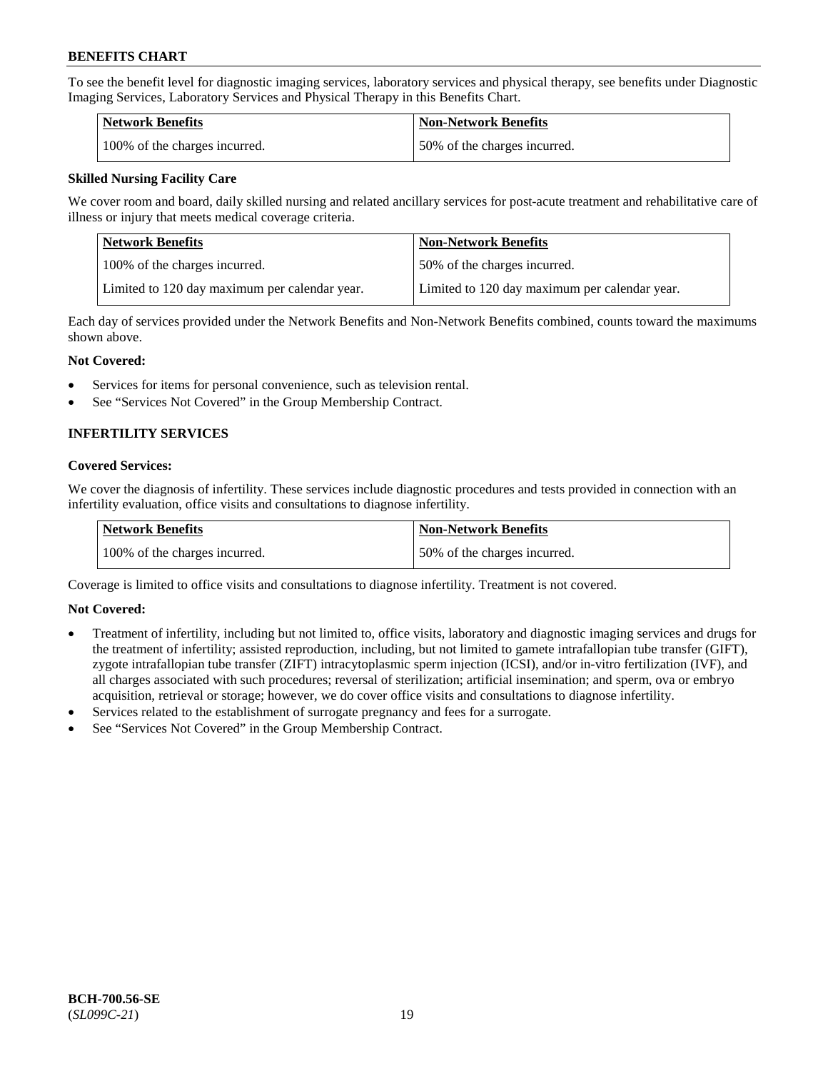To see the benefit level for diagnostic imaging services, laboratory services and physical therapy, see benefits under Diagnostic Imaging Services, Laboratory Services and Physical Therapy in this Benefits Chart.

| Network Benefits | Non-Network Benefits |
|---|---|
| 100% of the charges incurred. | 50% of the charges incurred. |

**Skilled Nursing Facility Care**

We cover room and board, daily skilled nursing and related ancillary services for post-acute treatment and rehabilitative care of illness or injury that meets medical coverage criteria.

| Network Benefits | Non-Network Benefits |
|---|---|
| 100% of the charges incurred. | 50% of the charges incurred. |
| Limited to 120 day maximum per calendar year. | Limited to 120 day maximum per calendar year. |

Each day of services provided under the Network Benefits and Non-Network Benefits combined, counts toward the maximums shown above.

**Not Covered:**

- Services for items for personal convenience, such as television rental.
- See "Services Not Covered" in the Group Membership Contract.

**INFERTILITY SERVICES**

**Covered Services:**

We cover the diagnosis of infertility. These services include diagnostic procedures and tests provided in connection with an infertility evaluation, office visits and consultations to diagnose infertility.

| Network Benefits | Non-Network Benefits |
|---|---|
| 100% of the charges incurred. | 50% of the charges incurred. |

Coverage is limited to office visits and consultations to diagnose infertility. Treatment is not covered.

**Not Covered:**

- Treatment of infertility, including but not limited to, office visits, laboratory and diagnostic imaging services and drugs for the treatment of infertility; assisted reproduction, including, but not limited to gamete intrafallopian tube transfer (GIFT), zygote intrafallopian tube transfer (ZIFT) intracytoplasmic sperm injection (ICSI), and/or in-vitro fertilization (IVF), and all charges associated with such procedures; reversal of sterilization; artificial insemination; and sperm, ova or embryo acquisition, retrieval or storage; however, we do cover office visits and consultations to diagnose infertility.
- Services related to the establishment of surrogate pregnancy and fees for a surrogate.
- See "Services Not Covered" in the Group Membership Contract.

**BCH-700.56-SE**
(*SL099C-21*)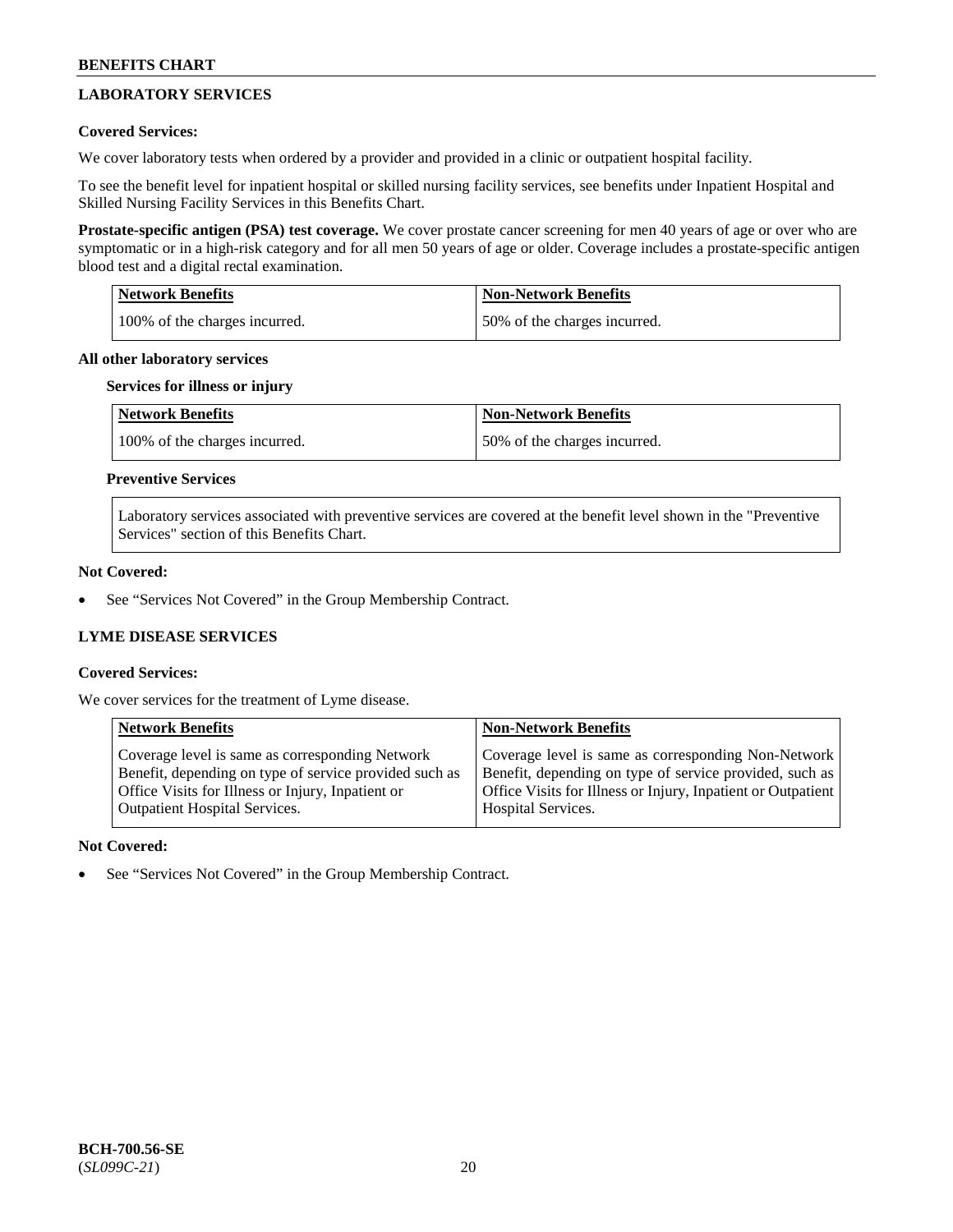## LABORATORY SERVICES

**Covered Services:**

We cover laboratory tests when ordered by a provider and provided in a clinic or outpatient hospital facility.

To see the benefit level for inpatient hospital or skilled nursing facility services, see benefits under Inpatient Hospital and Skilled Nursing Facility Services in this Benefits Chart.

**Prostate-specific antigen (PSA) test coverage.** We cover prostate cancer screening for men 40 years of age or over who are symptomatic or in a high-risk category and for all men 50 years of age or older. Coverage includes a prostate-specific antigen blood test and a digital rectal examination.

| Network Benefits | Non-Network Benefits |
| --- | --- |
| 100% of the charges incurred. | 50% of the charges incurred. |

**All other laboratory services**

**Services for illness or injury**

| Network Benefits | Non-Network Benefits |
| --- | --- |
| 100% of the charges incurred. | 50% of the charges incurred. |

**Preventive Services**

Laboratory services associated with preventive services are covered at the benefit level shown in the "Preventive Services" section of this Benefits Chart.

**Not Covered:**

- See "Services Not Covered" in the Group Membership Contract.

## LYME DISEASE SERVICES

**Covered Services:**

We cover services for the treatment of Lyme disease.

| Network Benefits | Non-Network Benefits |
| --- | --- |
| Coverage level is same as corresponding Network Benefit, depending on type of service provided such as Office Visits for Illness or Injury, Inpatient or Outpatient Hospital Services. | Coverage level is same as corresponding Non-Network Benefit, depending on type of service provided, such as Office Visits for Illness or Injury, Inpatient or Outpatient Hospital Services. |

**Not Covered:**

- See "Services Not Covered" in the Group Membership Contract.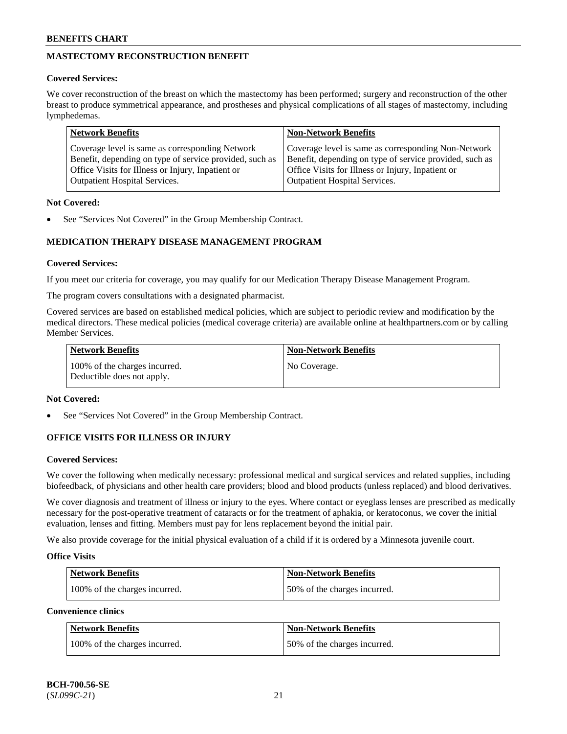## MASTECTOMY RECONSTRUCTION BENEFIT

**Covered Services:**

We cover reconstruction of the breast on which the mastectomy has been performed; surgery and reconstruction of the other breast to produce symmetrical appearance, and prostheses and physical complications of all stages of mastectomy, including lymphedemas.

| Network Benefits | Non-Network Benefits |
|---|---|
| Coverage level is same as corresponding Network Benefit, depending on type of service provided, such as Office Visits for Illness or Injury, Inpatient or Outpatient Hospital Services. | Coverage level is same as corresponding Non-Network Benefit, depending on type of service provided, such as Office Visits for Illness or Injury, Inpatient or Outpatient Hospital Services. |

**Not Covered:**

- See "Services Not Covered" in the Group Membership Contract.

## MEDICATION THERAPY DISEASE MANAGEMENT PROGRAM

**Covered Services:**

If you meet our criteria for coverage, you may qualify for our Medication Therapy Disease Management Program.

The program covers consultations with a designated pharmacist.

Covered services are based on established medical policies, which are subject to periodic review and modification by the medical directors. These medical policies (medical coverage criteria) are available online at healthpartners.com or by calling Member Services.

| Network Benefits | Non-Network Benefits |
|---|---|
| 100% of the charges incurred. Deductible does not apply. | No Coverage. |

**Not Covered:**

- See "Services Not Covered" in the Group Membership Contract.

## OFFICE VISITS FOR ILLNESS OR INJURY

**Covered Services:**

We cover the following when medically necessary: professional medical and surgical services and related supplies, including biofeedback, of physicians and other health care providers; blood and blood products (unless replaced) and blood derivatives.

We cover diagnosis and treatment of illness or injury to the eyes. Where contact or eyeglass lenses are prescribed as medically necessary for the post-operative treatment of cataracts or for the treatment of aphakia, or keratoconus, we cover the initial evaluation, lenses and fitting. Members must pay for lens replacement beyond the initial pair.

We also provide coverage for the initial physical evaluation of a child if it is ordered by a Minnesota juvenile court.

**Office Visits**

| Network Benefits | Non-Network Benefits |
|---|---|
| 100% of the charges incurred. | 50% of the charges incurred. |

**Convenience clinics**

| Network Benefits | Non-Network Benefits |
|---|---|
| 100% of the charges incurred. | 50% of the charges incurred. |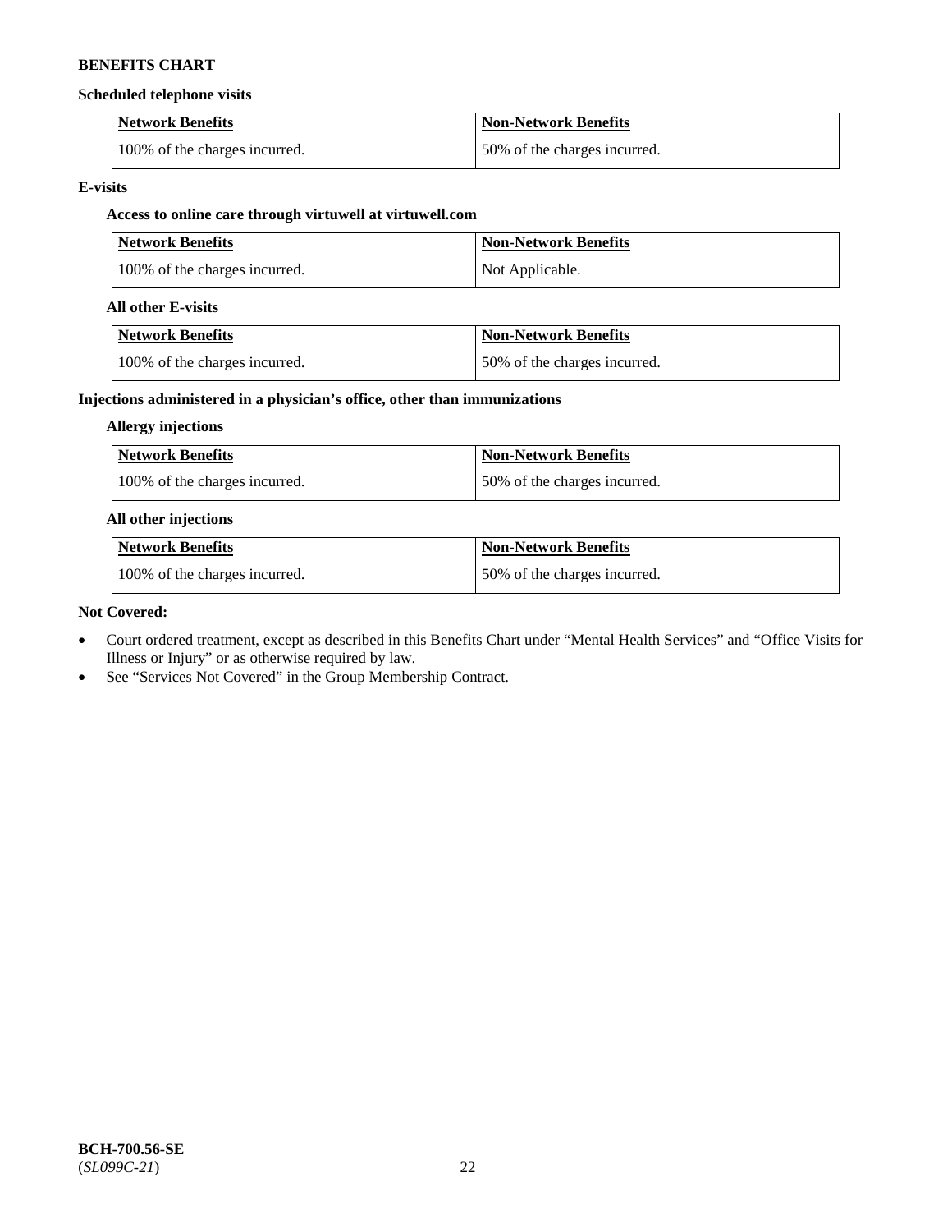**Scheduled telephone visits**

| Network Benefits | Non-Network Benefits |
|---|---|
| 100% of the charges incurred. | 50% of the charges incurred. |

**E-visits**

**Access to online care through virtuwell at virtuwell.com**

| Network Benefits | Non-Network Benefits |
|---|---|
| 100% of the charges incurred. | Not Applicable. |

**All other E-visits**

| Network Benefits | Non-Network Benefits |
|---|---|
| 100% of the charges incurred. | 50% of the charges incurred. |

**Injections administered in a physician's office, other than immunizations**

**Allergy injections**

| Network Benefits | Non-Network Benefits |
|---|---|
| 100% of the charges incurred. | 50% of the charges incurred. |

**All other injections**

| Network Benefits | Non-Network Benefits |
|---|---|
| 100% of the charges incurred. | 50% of the charges incurred. |

**Not Covered:**

- Court ordered treatment, except as described in this Benefits Chart under "Mental Health Services" and "Office Visits for Illness or Injury" or as otherwise required by law.
- See "Services Not Covered" in the Group Membership Contract.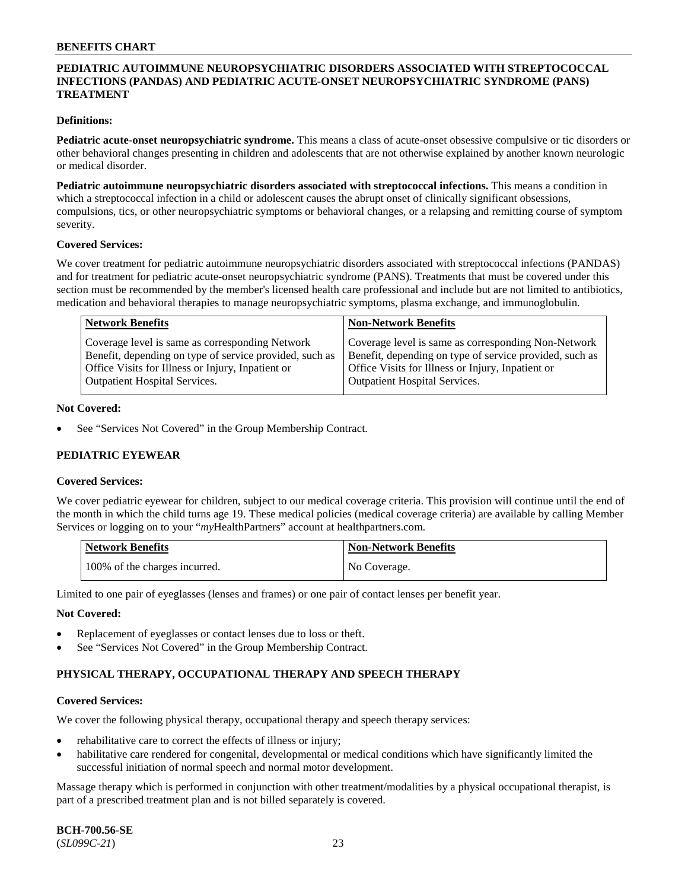## PEDIATRIC AUTOIMMUNE NEUROPSYCHIATRIC DISORDERS ASSOCIATED WITH STREPTOCOCCAL INFECTIONS (PANDAS) AND PEDIATRIC ACUTE-ONSET NEUROPSYCHIATRIC SYNDROME (PANS) TREATMENT

**Definitions:**

**Pediatric acute-onset neuropsychiatric syndrome.** This means a class of acute-onset obsessive compulsive or tic disorders or other behavioral changes presenting in children and adolescents that are not otherwise explained by another known neurologic or medical disorder.

**Pediatric autoimmune neuropsychiatric disorders associated with streptococcal infections.** This means a condition in which a streptococcal infection in a child or adolescent causes the abrupt onset of clinically significant obsessions, compulsions, tics, or other neuropsychiatric symptoms or behavioral changes, or a relapsing and remitting course of symptom severity.

**Covered Services:**

We cover treatment for pediatric autoimmune neuropsychiatric disorders associated with streptococcal infections (PANDAS) and for treatment for pediatric acute-onset neuropsychiatric syndrome (PANS). Treatments that must be covered under this section must be recommended by the member's licensed health care professional and include but are not limited to antibiotics, medication and behavioral therapies to manage neuropsychiatric symptoms, plasma exchange, and immunoglobulin.

| Network Benefits | Non-Network Benefits |
|---|---|
| Coverage level is same as corresponding Network Benefit, depending on type of service provided, such as Office Visits for Illness or Injury, Inpatient or Outpatient Hospital Services. | Coverage level is same as corresponding Non-Network Benefit, depending on type of service provided, such as Office Visits for Illness or Injury, Inpatient or Outpatient Hospital Services. |

**Not Covered:**

- See "Services Not Covered" in the Group Membership Contract.

## PEDIATRIC EYEWEAR

**Covered Services:**

We cover pediatric eyewear for children, subject to our medical coverage criteria. This provision will continue until the end of the month in which the child turns age 19. These medical policies (medical coverage criteria) are available by calling Member Services or logging on to your "*my*HealthPartners" account at healthpartners.com.

| Network Benefits | Non-Network Benefits |
|---|---|
| 100% of the charges incurred. | No Coverage. |

Limited to one pair of eyeglasses (lenses and frames) or one pair of contact lenses per benefit year.

**Not Covered:**

- Replacement of eyeglasses or contact lenses due to loss or theft.
- See "Services Not Covered" in the Group Membership Contract.

## PHYSICAL THERAPY, OCCUPATIONAL THERAPY AND SPEECH THERAPY

**Covered Services:**

We cover the following physical therapy, occupational therapy and speech therapy services:

- rehabilitative care to correct the effects of illness or injury;
- habilitative care rendered for congenital, developmental or medical conditions which have significantly limited the successful initiation of normal speech and normal motor development.

Massage therapy which is performed in conjunction with other treatment/modalities by a physical occupational therapist, is part of a prescribed treatment plan and is not billed separately is covered.

**BCH-700.56-SE**
(*SL099C-21*)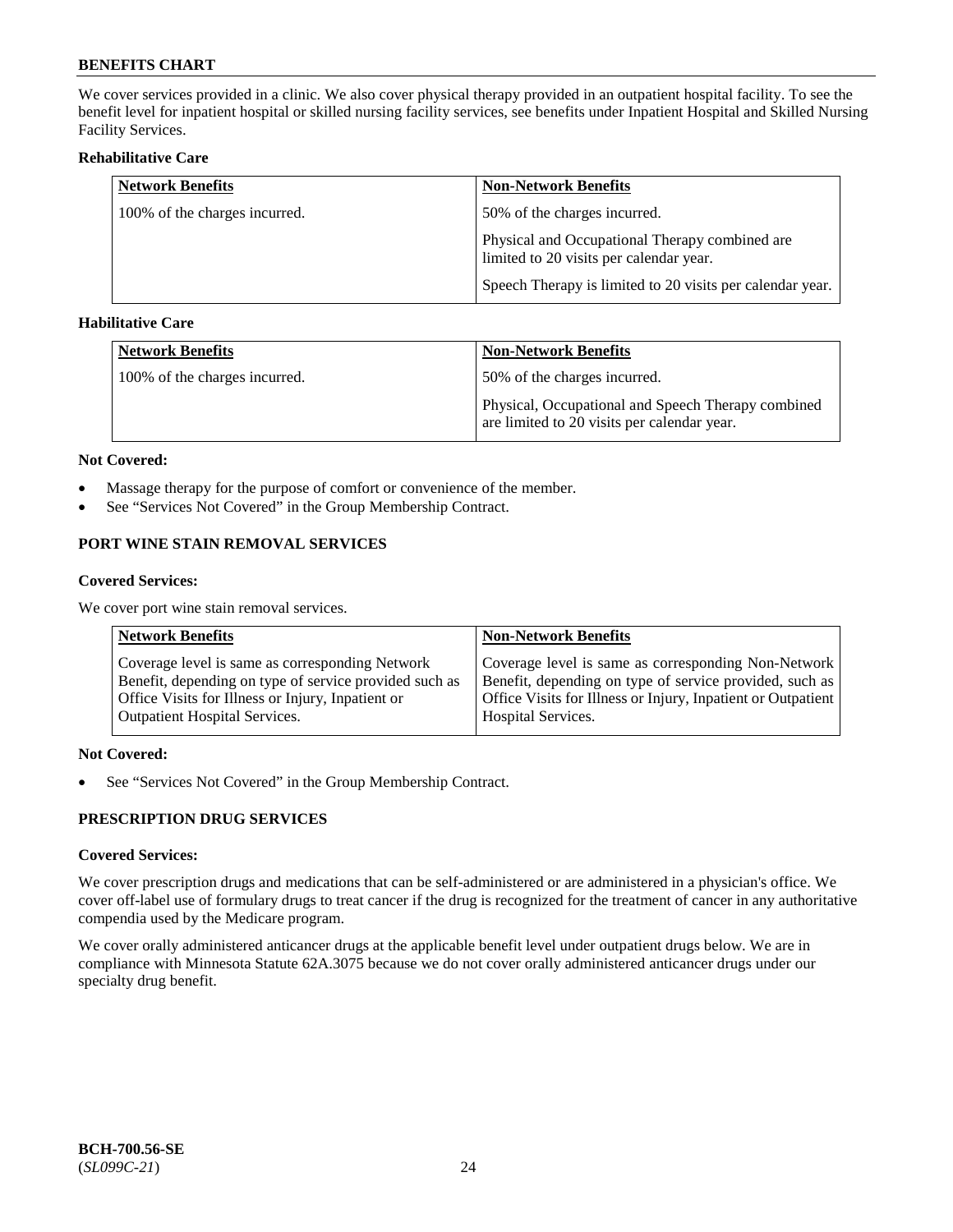We cover services provided in a clinic. We also cover physical therapy provided in an outpatient hospital facility. To see the benefit level for inpatient hospital or skilled nursing facility services, see benefits under Inpatient Hospital and Skilled Nursing Facility Services.

**Rehabilitative Care**

| Network Benefits | Non-Network Benefits |
|---|---|
| 100% of the charges incurred. | 50% of the charges incurred.<br><br>Physical and Occupational Therapy combined are limited to 20 visits per calendar year.<br><br>Speech Therapy is limited to 20 visits per calendar year. |

**Habilitative Care**

| Network Benefits | Non-Network Benefits |
|---|---|
| 100% of the charges incurred. | 50% of the charges incurred.<br><br>Physical, Occupational and Speech Therapy combined are limited to 20 visits per calendar year. |

**Not Covered:**

- Massage therapy for the purpose of comfort or convenience of the member.
- See "Services Not Covered" in the Group Membership Contract.

## PORT WINE STAIN REMOVAL SERVICES

**Covered Services:**

We cover port wine stain removal services.

| Network Benefits | Non-Network Benefits |
|---|---|
| Coverage level is same as corresponding Network Benefit, depending on type of service provided such as Office Visits for Illness or Injury, Inpatient or Outpatient Hospital Services. | Coverage level is same as corresponding Non-Network Benefit, depending on type of service provided, such as Office Visits for Illness or Injury, Inpatient or Outpatient Hospital Services. |

**Not Covered:**

- See "Services Not Covered" in the Group Membership Contract.

## PRESCRIPTION DRUG SERVICES

**Covered Services:**

We cover prescription drugs and medications that can be self-administered or are administered in a physician's office. We cover off-label use of formulary drugs to treat cancer if the drug is recognized for the treatment of cancer in any authoritative compendia used by the Medicare program.

We cover orally administered anticancer drugs at the applicable benefit level under outpatient drugs below. We are in compliance with Minnesota Statute 62A.3075 because we do not cover orally administered anticancer drugs under our specialty drug benefit.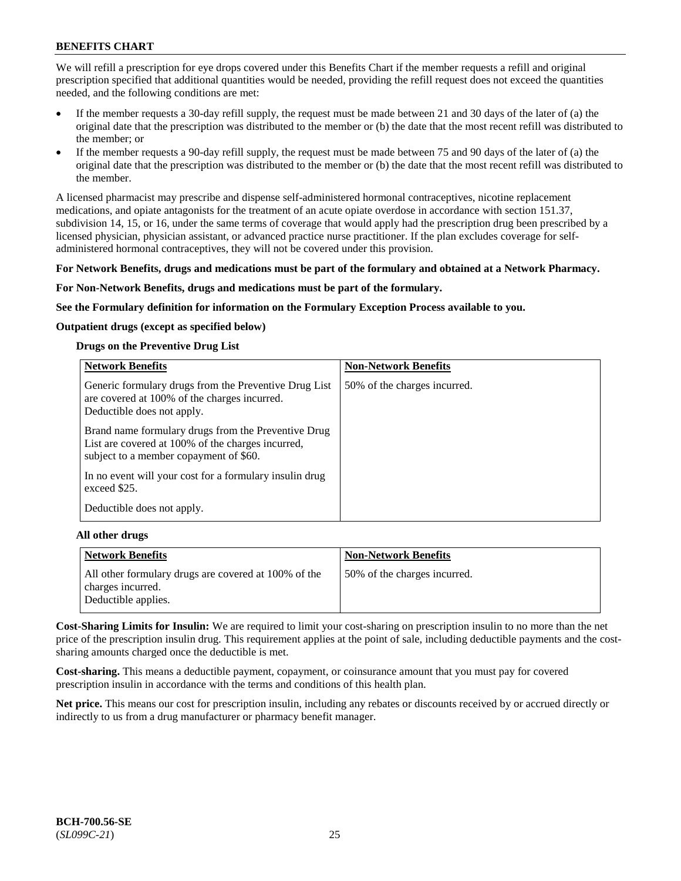We will refill a prescription for eye drops covered under this Benefits Chart if the member requests a refill and original prescription specified that additional quantities would be needed, providing the refill request does not exceed the quantities needed, and the following conditions are met:

- If the member requests a 30-day refill supply, the request must be made between 21 and 30 days of the later of (a) the original date that the prescription was distributed to the member or (b) the date that the most recent refill was distributed to the member; or
- If the member requests a 90-day refill supply, the request must be made between 75 and 90 days of the later of (a) the original date that the prescription was distributed to the member or (b) the date that the most recent refill was distributed to the member.

A licensed pharmacist may prescribe and dispense self-administered hormonal contraceptives, nicotine replacement medications, and opiate antagonists for the treatment of an acute opiate overdose in accordance with section 151.37, subdivision 14, 15, or 16, under the same terms of coverage that would apply had the prescription drug been prescribed by a licensed physician, physician assistant, or advanced practice nurse practitioner. If the plan excludes coverage for self-administered hormonal contraceptives, they will not be covered under this provision.

**For Network Benefits, drugs and medications must be part of the formulary and obtained at a Network Pharmacy.**

**For Non-Network Benefits, drugs and medications must be part of the formulary.**

**See the Formulary definition for information on the Formulary Exception Process available to you.**

**Outpatient drugs (except as specified below)**

**Drugs on the Preventive Drug List**

| Network Benefits | Non-Network Benefits |
|---|---|
| Generic formulary drugs from the Preventive Drug List are covered at 100% of the charges incurred. Deductible does not apply.<br><br>Brand name formulary drugs from the Preventive Drug List are covered at 100% of the charges incurred, subject to a member copayment of $60.<br><br>In no event will your cost for a formulary insulin drug exceed $25.<br><br>Deductible does not apply. | 50% of the charges incurred. |

**All other drugs**

| Network Benefits | Non-Network Benefits |
|---|---|
| All other formulary drugs are covered at 100% of the charges incurred. Deductible applies. | 50% of the charges incurred. |

**Cost-Sharing Limits for Insulin:** We are required to limit your cost-sharing on prescription insulin to no more than the net price of the prescription insulin drug. This requirement applies at the point of sale, including deductible payments and the cost-sharing amounts charged once the deductible is met.

**Cost-sharing.** This means a deductible payment, copayment, or coinsurance amount that you must pay for covered prescription insulin in accordance with the terms and conditions of this health plan.

**Net price.** This means our cost for prescription insulin, including any rebates or discounts received by or accrued directly or indirectly to us from a drug manufacturer or pharmacy benefit manager.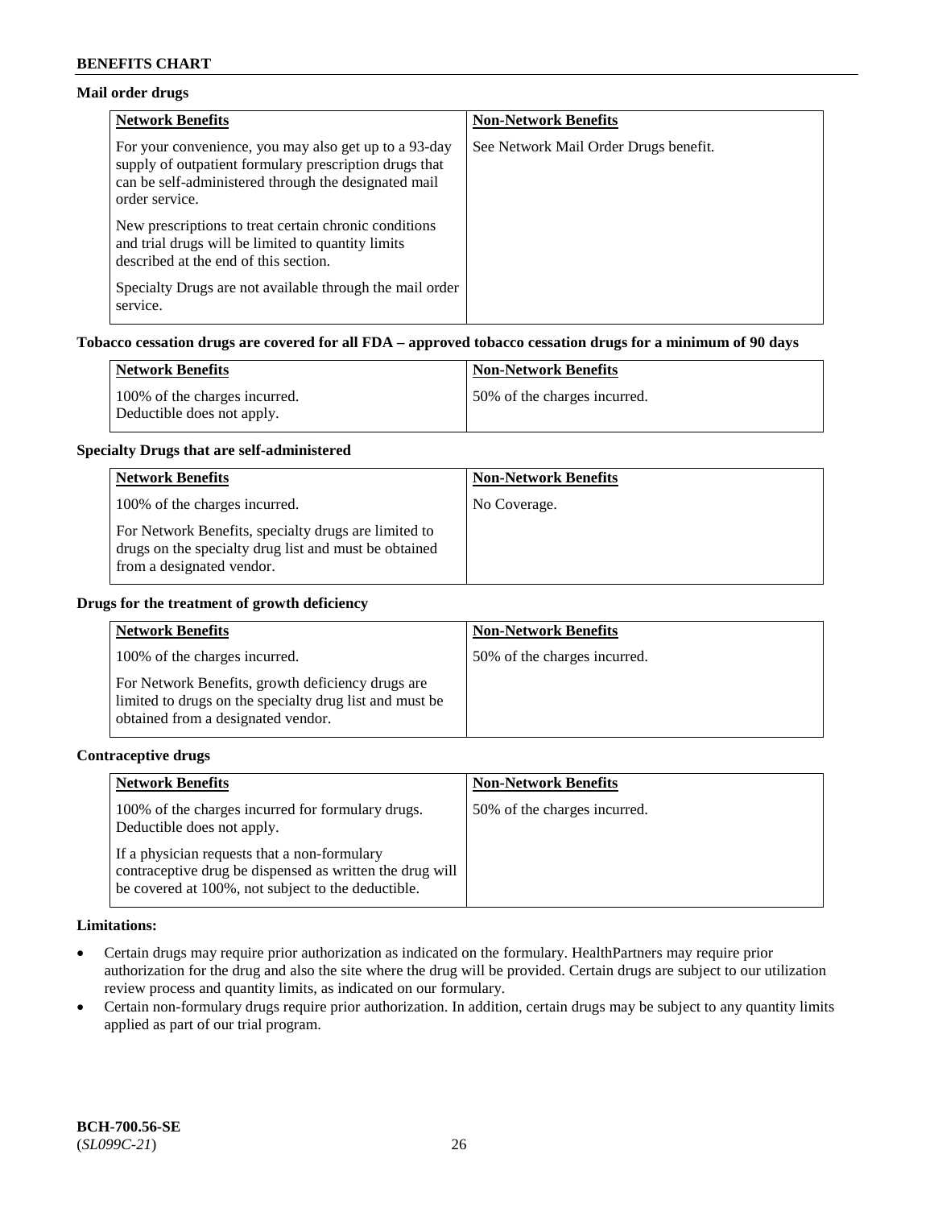### Mail order drugs

| Network Benefits | Non-Network Benefits |
| --- | --- |
| For your convenience, you may also get up to a 93-day supply of outpatient formulary prescription drugs that can be self-administered through the designated mail order service.<br><br>New prescriptions to treat certain chronic conditions and trial drugs will be limited to quantity limits described at the end of this section.<br><br>Specialty Drugs are not available through the mail order service. | See Network Mail Order Drugs benefit. |

### Tobacco cessation drugs are covered for all FDA – approved tobacco cessation drugs for a minimum of 90 days

| Network Benefits | Non-Network Benefits |
| --- | --- |
| 100% of the charges incurred.<br>Deductible does not apply. | 50% of the charges incurred. |

### Specialty Drugs that are self-administered

| Network Benefits | Non-Network Benefits |
| --- | --- |
| 100% of the charges incurred.<br><br>For Network Benefits, specialty drugs are limited to drugs on the specialty drug list and must be obtained from a designated vendor. | No Coverage. |

### Drugs for the treatment of growth deficiency

| Network Benefits | Non-Network Benefits |
| --- | --- |
| 100% of the charges incurred.<br><br>For Network Benefits, growth deficiency drugs are limited to drugs on the specialty drug list and must be obtained from a designated vendor. | 50% of the charges incurred. |

### Contraceptive drugs

| Network Benefits | Non-Network Benefits |
| --- | --- |
| 100% of the charges incurred for formulary drugs.<br>Deductible does not apply.<br><br>If a physician requests that a non-formulary contraceptive drug be dispensed as written the drug will be covered at 100%, not subject to the deductible. | 50% of the charges incurred. |

### Limitations:

- Certain drugs may require prior authorization as indicated on the formulary. HealthPartners may require prior authorization for the drug and also the site where the drug will be provided. Certain drugs are subject to our utilization review process and quantity limits, as indicated on our formulary.
- Certain non-formulary drugs require prior authorization. In addition, certain drugs may be subject to any quantity limits applied as part of our trial program.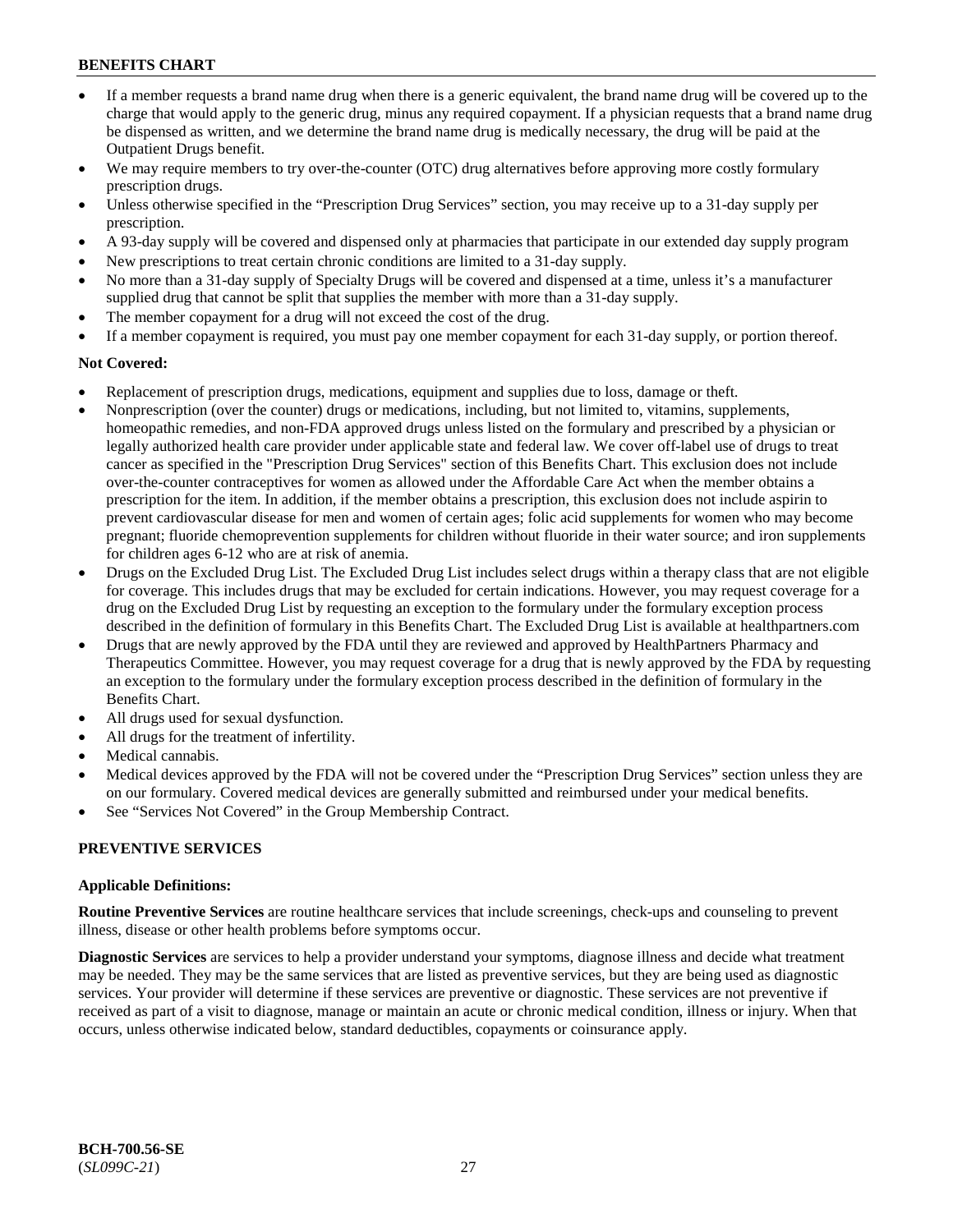- If a member requests a brand name drug when there is a generic equivalent, the brand name drug will be covered up to the charge that would apply to the generic drug, minus any required copayment. If a physician requests that a brand name drug be dispensed as written, and we determine the brand name drug is medically necessary, the drug will be paid at the Outpatient Drugs benefit.
- We may require members to try over-the-counter (OTC) drug alternatives before approving more costly formulary prescription drugs.
- Unless otherwise specified in the "Prescription Drug Services" section, you may receive up to a 31-day supply per prescription.
- A 93-day supply will be covered and dispensed only at pharmacies that participate in our extended day supply program
- New prescriptions to treat certain chronic conditions are limited to a 31-day supply.
- No more than a 31-day supply of Specialty Drugs will be covered and dispensed at a time, unless it's a manufacturer supplied drug that cannot be split that supplies the member with more than a 31-day supply.
- The member copayment for a drug will not exceed the cost of the drug.
- If a member copayment is required, you must pay one member copayment for each 31-day supply, or portion thereof.

**Not Covered:**

- Replacement of prescription drugs, medications, equipment and supplies due to loss, damage or theft.
- Nonprescription (over the counter) drugs or medications, including, but not limited to, vitamins, supplements, homeopathic remedies, and non-FDA approved drugs unless listed on the formulary and prescribed by a physician or legally authorized health care provider under applicable state and federal law. We cover off-label use of drugs to treat cancer as specified in the "Prescription Drug Services" section of this Benefits Chart. This exclusion does not include over-the-counter contraceptives for women as allowed under the Affordable Care Act when the member obtains a prescription for the item. In addition, if the member obtains a prescription, this exclusion does not include aspirin to prevent cardiovascular disease for men and women of certain ages; folic acid supplements for women who may become pregnant; fluoride chemoprevention supplements for children without fluoride in their water source; and iron supplements for children ages 6-12 who are at risk of anemia.
- Drugs on the Excluded Drug List. The Excluded Drug List includes select drugs within a therapy class that are not eligible for coverage. This includes drugs that may be excluded for certain indications. However, you may request coverage for a drug on the Excluded Drug List by requesting an exception to the formulary under the formulary exception process described in the definition of formulary in this Benefits Chart. The Excluded Drug List is available at healthpartners.com
- Drugs that are newly approved by the FDA until they are reviewed and approved by HealthPartners Pharmacy and Therapeutics Committee. However, you may request coverage for a drug that is newly approved by the FDA by requesting an exception to the formulary under the formulary exception process described in the definition of formulary in the Benefits Chart.
- All drugs used for sexual dysfunction.
- All drugs for the treatment of infertility.
- Medical cannabis.
- Medical devices approved by the FDA will not be covered under the "Prescription Drug Services" section unless they are on our formulary. Covered medical devices are generally submitted and reimbursed under your medical benefits.
- See "Services Not Covered" in the Group Membership Contract.

## PREVENTIVE SERVICES

**Applicable Definitions:**

**Routine Preventive Services** are routine healthcare services that include screenings, check-ups and counseling to prevent illness, disease or other health problems before symptoms occur.

**Diagnostic Services** are services to help a provider understand your symptoms, diagnose illness and decide what treatment may be needed. They may be the same services that are listed as preventive services, but they are being used as diagnostic services. Your provider will determine if these services are preventive or diagnostic. These services are not preventive if received as part of a visit to diagnose, manage or maintain an acute or chronic medical condition, illness or injury. When that occurs, unless otherwise indicated below, standard deductibles, copayments or coinsurance apply.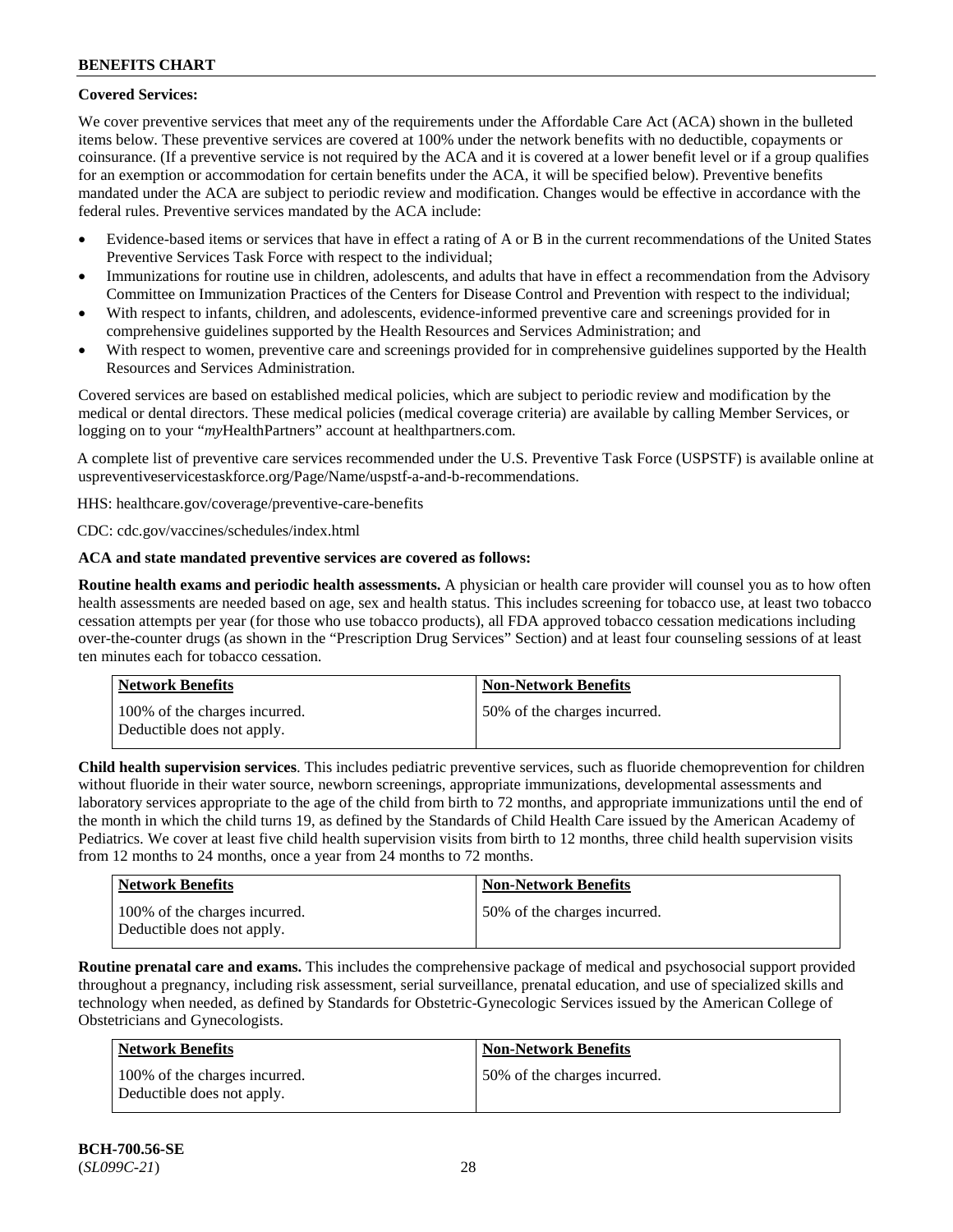**Covered Services:**

We cover preventive services that meet any of the requirements under the Affordable Care Act (ACA) shown in the bulleted items below. These preventive services are covered at 100% under the network benefits with no deductible, copayments or coinsurance. (If a preventive service is not required by the ACA and it is covered at a lower benefit level or if a group qualifies for an exemption or accommodation for certain benefits under the ACA, it will be specified below). Preventive benefits mandated under the ACA are subject to periodic review and modification. Changes would be effective in accordance with the federal rules. Preventive services mandated by the ACA include:

- Evidence-based items or services that have in effect a rating of A or B in the current recommendations of the United States Preventive Services Task Force with respect to the individual;
- Immunizations for routine use in children, adolescents, and adults that have in effect a recommendation from the Advisory Committee on Immunization Practices of the Centers for Disease Control and Prevention with respect to the individual;
- With respect to infants, children, and adolescents, evidence-informed preventive care and screenings provided for in comprehensive guidelines supported by the Health Resources and Services Administration; and
- With respect to women, preventive care and screenings provided for in comprehensive guidelines supported by the Health Resources and Services Administration.

Covered services are based on established medical policies, which are subject to periodic review and modification by the medical or dental directors. These medical policies (medical coverage criteria) are available by calling Member Services, or logging on to your "*my*HealthPartners" account at healthpartners.com.

A complete list of preventive care services recommended under the U.S. Preventive Task Force (USPSTF) is available online at uspreventiveservicestaskforce.org/Page/Name/uspstf-a-and-b-recommendations.

HHS: healthcare.gov/coverage/preventive-care-benefits

CDC: cdc.gov/vaccines/schedules/index.html

**ACA and state mandated preventive services are covered as follows:**

**Routine health exams and periodic health assessments.** A physician or health care provider will counsel you as to how often health assessments are needed based on age, sex and health status. This includes screening for tobacco use, at least two tobacco cessation attempts per year (for those who use tobacco products), all FDA approved tobacco cessation medications including over-the-counter drugs (as shown in the "Prescription Drug Services" Section) and at least four counseling sessions of at least ten minutes each for tobacco cessation.

| Network Benefits | Non-Network Benefits |
| --- | --- |
| 100% of the charges incurred. Deductible does not apply. | 50% of the charges incurred. |

**Child health supervision services**. This includes pediatric preventive services, such as fluoride chemoprevention for children without fluoride in their water source, newborn screenings, appropriate immunizations, developmental assessments and laboratory services appropriate to the age of the child from birth to 72 months, and appropriate immunizations until the end of the month in which the child turns 19, as defined by the Standards of Child Health Care issued by the American Academy of Pediatrics. We cover at least five child health supervision visits from birth to 12 months, three child health supervision visits from 12 months to 24 months, once a year from 24 months to 72 months.

| Network Benefits | Non-Network Benefits |
| --- | --- |
| 100% of the charges incurred. Deductible does not apply. | 50% of the charges incurred. |

**Routine prenatal care and exams.** This includes the comprehensive package of medical and psychosocial support provided throughout a pregnancy, including risk assessment, serial surveillance, prenatal education, and use of specialized skills and technology when needed, as defined by Standards for Obstetric-Gynecologic Services issued by the American College of Obstetricians and Gynecologists.

| Network Benefits | Non-Network Benefits |
| --- | --- |
| 100% of the charges incurred. Deductible does not apply. | 50% of the charges incurred. |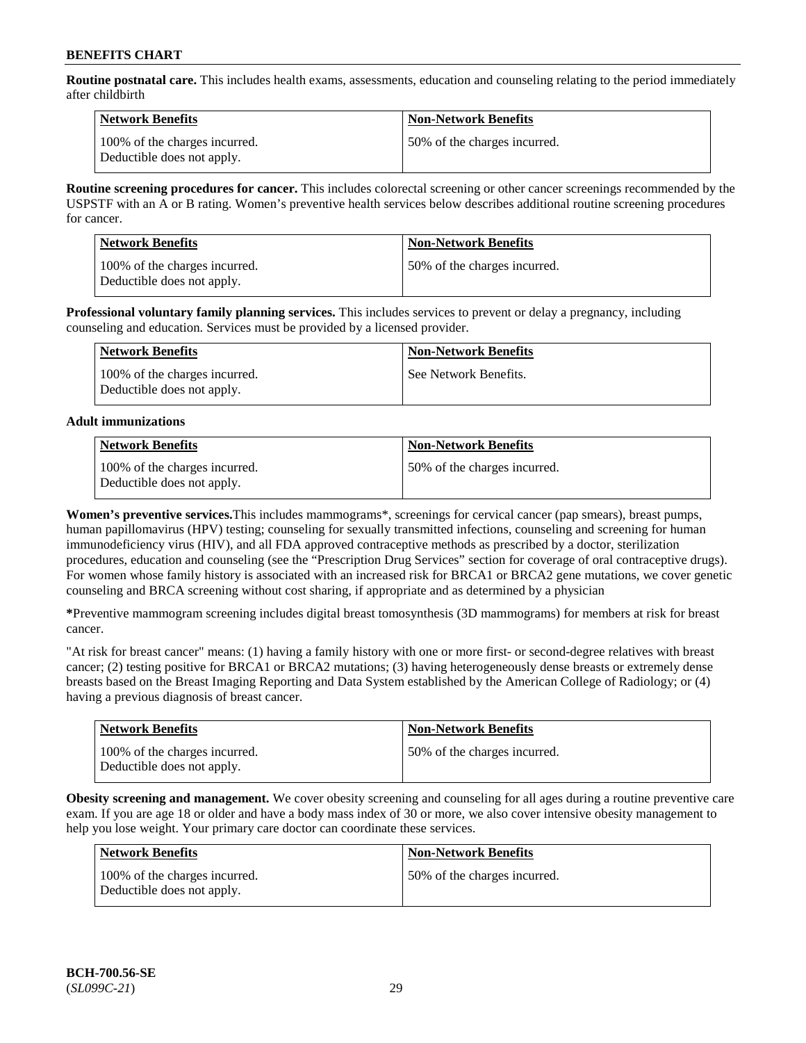**Routine postnatal care.** This includes health exams, assessments, education and counseling relating to the period immediately after childbirth

| Network Benefits | Non-Network Benefits |
|---|---|
| 100% of the charges incurred. Deductible does not apply. | 50% of the charges incurred. |

**Routine screening procedures for cancer.** This includes colorectal screening or other cancer screenings recommended by the USPSTF with an A or B rating. Women's preventive health services below describes additional routine screening procedures for cancer.

| Network Benefits | Non-Network Benefits |
|---|---|
| 100% of the charges incurred. Deductible does not apply. | 50% of the charges incurred. |

**Professional voluntary family planning services.** This includes services to prevent or delay a pregnancy, including counseling and education. Services must be provided by a licensed provider.

| Network Benefits | Non-Network Benefits |
|---|---|
| 100% of the charges incurred. Deductible does not apply. | See Network Benefits. |

**Adult immunizations**

| Network Benefits | Non-Network Benefits |
|---|---|
| 100% of the charges incurred. Deductible does not apply. | 50% of the charges incurred. |

**Women's preventive services.**This includes mammograms*, screenings for cervical cancer (pap smears), breast pumps, human papillomavirus (HPV) testing; counseling for sexually transmitted infections, counseling and screening for human immunodeficiency virus (HIV), and all FDA approved contraceptive methods as prescribed by a doctor, sterilization procedures, education and counseling (see the "Prescription Drug Services" section for coverage of oral contraceptive drugs). For women whose family history is associated with an increased risk for BRCA1 or BRCA2 gene mutations, we cover genetic counseling and BRCA screening without cost sharing, if appropriate and as determined by a physician

***Preventive mammogram screening includes digital breast tomosynthesis (3D mammograms) for members at risk for breast cancer.

"At risk for breast cancer" means: (1) having a family history with one or more first- or second-degree relatives with breast cancer; (2) testing positive for BRCA1 or BRCA2 mutations; (3) having heterogeneously dense breasts or extremely dense breasts based on the Breast Imaging Reporting and Data System established by the American College of Radiology; or (4) having a previous diagnosis of breast cancer.

| Network Benefits | Non-Network Benefits |
|---|---|
| 100% of the charges incurred. Deductible does not apply. | 50% of the charges incurred. |

**Obesity screening and management.** We cover obesity screening and counseling for all ages during a routine preventive care exam. If you are age 18 or older and have a body mass index of 30 or more, we also cover intensive obesity management to help you lose weight. Your primary care doctor can coordinate these services.

| Network Benefits | Non-Network Benefits |
|---|---|
| 100% of the charges incurred. Deductible does not apply. | 50% of the charges incurred. |

**BCH-700.56-SE**
(*SL099C-21*)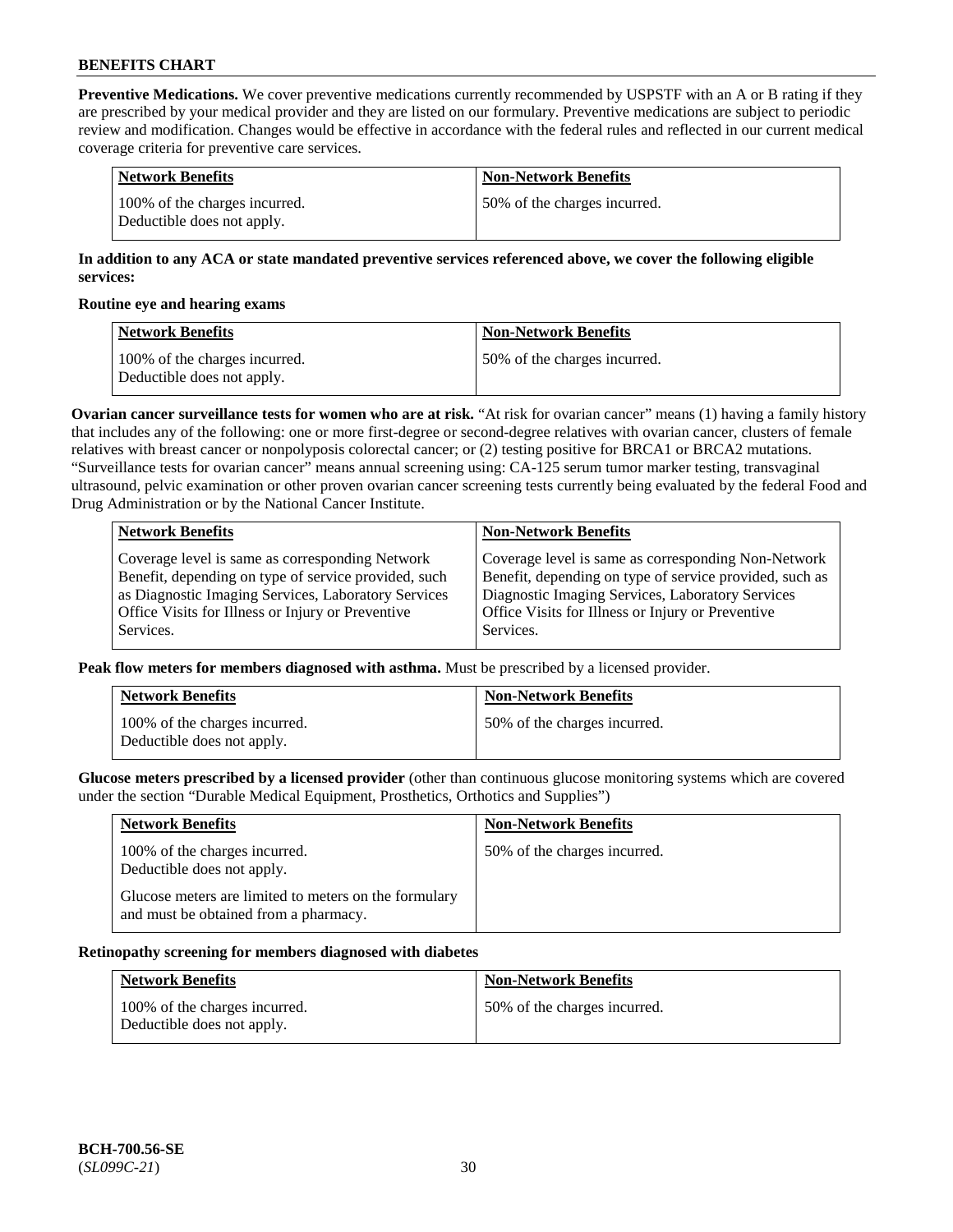**Preventive Medications.** We cover preventive medications currently recommended by USPSTF with an A or B rating if they are prescribed by your medical provider and they are listed on our formulary. Preventive medications are subject to periodic review and modification. Changes would be effective in accordance with the federal rules and reflected in our current medical coverage criteria for preventive care services.

| Network Benefits | Non-Network Benefits |
|---|---|
| 100% of the charges incurred. Deductible does not apply. | 50% of the charges incurred. |

**In addition to any ACA or state mandated preventive services referenced above, we cover the following eligible services:**

**Routine eye and hearing exams**

| Network Benefits | Non-Network Benefits |
|---|---|
| 100% of the charges incurred. Deductible does not apply. | 50% of the charges incurred. |

**Ovarian cancer surveillance tests for women who are at risk.** "At risk for ovarian cancer" means (1) having a family history that includes any of the following: one or more first-degree or second-degree relatives with ovarian cancer, clusters of female relatives with breast cancer or nonpolyposis colorectal cancer; or (2) testing positive for BRCA1 or BRCA2 mutations. "Surveillance tests for ovarian cancer" means annual screening using: CA-125 serum tumor marker testing, transvaginal ultrasound, pelvic examination or other proven ovarian cancer screening tests currently being evaluated by the federal Food and Drug Administration or by the National Cancer Institute.

| Network Benefits | Non-Network Benefits |
|---|---|
| Coverage level is same as corresponding Network Benefit, depending on type of service provided, such as Diagnostic Imaging Services, Laboratory Services Office Visits for Illness or Injury or Preventive Services. | Coverage level is same as corresponding Non-Network Benefit, depending on type of service provided, such as Diagnostic Imaging Services, Laboratory Services Office Visits for Illness or Injury or Preventive Services. |

**Peak flow meters for members diagnosed with asthma.** Must be prescribed by a licensed provider.

| Network Benefits | Non-Network Benefits |
|---|---|
| 100% of the charges incurred. Deductible does not apply. | 50% of the charges incurred. |

**Glucose meters prescribed by a licensed provider** (other than continuous glucose monitoring systems which are covered under the section "Durable Medical Equipment, Prosthetics, Orthotics and Supplies")

| Network Benefits | Non-Network Benefits |
|---|---|
| 100% of the charges incurred. Deductible does not apply. Glucose meters are limited to meters on the formulary and must be obtained from a pharmacy. | 50% of the charges incurred. |

**Retinopathy screening for members diagnosed with diabetes**

| Network Benefits | Non-Network Benefits |
|---|---|
| 100% of the charges incurred. Deductible does not apply. | 50% of the charges incurred. |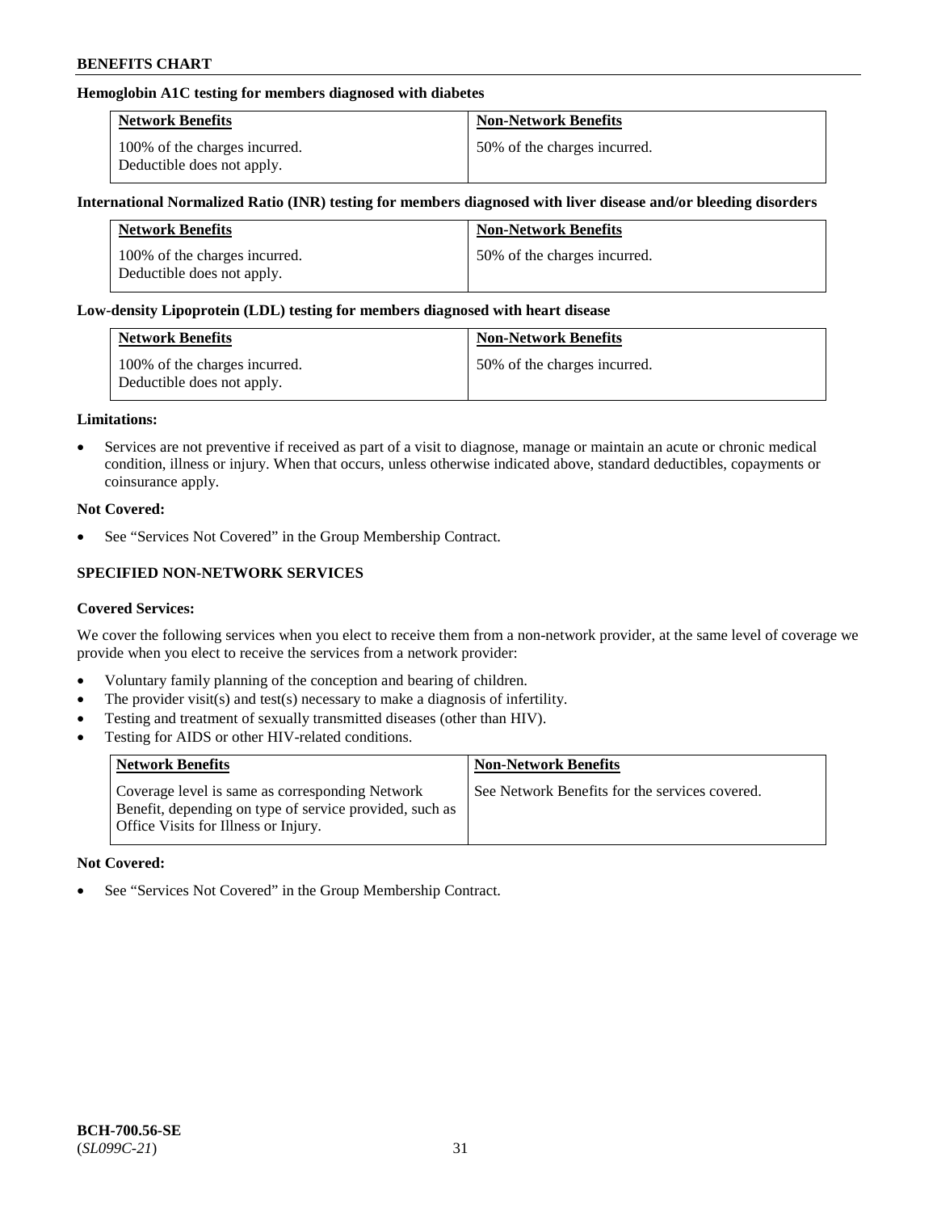**Hemoglobin A1C testing for members diagnosed with diabetes**

| Network Benefits | Non-Network Benefits |
| --- | --- |
| 100% of the charges incurred. Deductible does not apply. | 50% of the charges incurred. |

**International Normalized Ratio (INR) testing for members diagnosed with liver disease and/or bleeding disorders**

| Network Benefits | Non-Network Benefits |
| --- | --- |
| 100% of the charges incurred. Deductible does not apply. | 50% of the charges incurred. |

**Low-density Lipoprotein (LDL) testing for members diagnosed with heart disease**

| Network Benefits | Non-Network Benefits |
| --- | --- |
| 100% of the charges incurred. Deductible does not apply. | 50% of the charges incurred. |

**Limitations:**

- Services are not preventive if received as part of a visit to diagnose, manage or maintain an acute or chronic medical condition, illness or injury. When that occurs, unless otherwise indicated above, standard deductibles, copayments or coinsurance apply.

**Not Covered:**

- See "Services Not Covered" in the Group Membership Contract.

## SPECIFIED NON-NETWORK SERVICES

**Covered Services:**

We cover the following services when you elect to receive them from a non-network provider, at the same level of coverage we provide when you elect to receive the services from a network provider:

- Voluntary family planning of the conception and bearing of children.
- The provider visit(s) and test(s) necessary to make a diagnosis of infertility.
- Testing and treatment of sexually transmitted diseases (other than HIV).
- Testing for AIDS or other HIV-related conditions.

| Network Benefits | Non-Network Benefits |
| --- | --- |
| Coverage level is same as corresponding Network Benefit, depending on type of service provided, such as Office Visits for Illness or Injury. | See Network Benefits for the services covered. |

**Not Covered:**

- See "Services Not Covered" in the Group Membership Contract.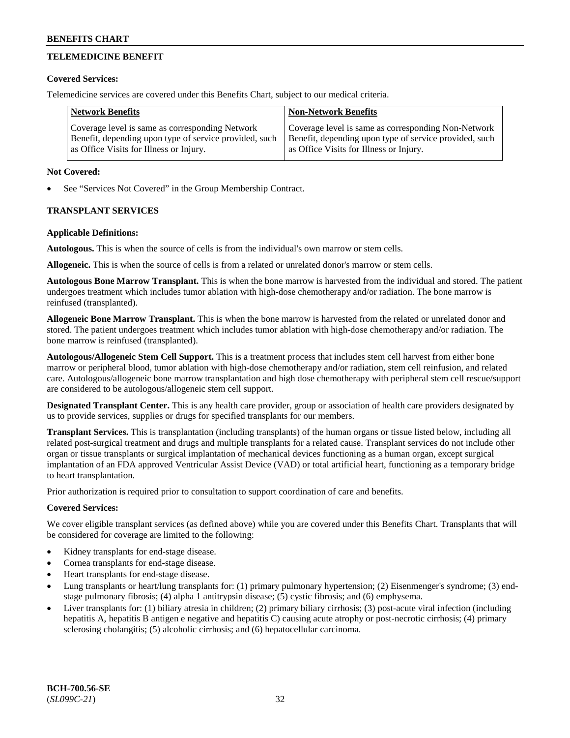## TELEMEDICINE BENEFIT

**Covered Services:**

Telemedicine services are covered under this Benefits Chart, subject to our medical criteria.

| Network Benefits | Non-Network Benefits |
|---|---|
| Coverage level is same as corresponding Network Benefit, depending upon type of service provided, such as Office Visits for Illness or Injury. | Coverage level is same as corresponding Non-Network Benefit, depending upon type of service provided, such as Office Visits for Illness or Injury. |

**Not Covered:**

- See "Services Not Covered" in the Group Membership Contract.

## TRANSPLANT SERVICES

**Applicable Definitions:**

**Autologous.** This is when the source of cells is from the individual's own marrow or stem cells.

**Allogeneic.** This is when the source of cells is from a related or unrelated donor's marrow or stem cells.

**Autologous Bone Marrow Transplant.** This is when the bone marrow is harvested from the individual and stored. The patient undergoes treatment which includes tumor ablation with high-dose chemotherapy and/or radiation. The bone marrow is reinfused (transplanted).

**Allogeneic Bone Marrow Transplant.** This is when the bone marrow is harvested from the related or unrelated donor and stored. The patient undergoes treatment which includes tumor ablation with high-dose chemotherapy and/or radiation. The bone marrow is reinfused (transplanted).

**Autologous/Allogeneic Stem Cell Support.** This is a treatment process that includes stem cell harvest from either bone marrow or peripheral blood, tumor ablation with high-dose chemotherapy and/or radiation, stem cell reinfusion, and related care. Autologous/allogeneic bone marrow transplantation and high dose chemotherapy with peripheral stem cell rescue/support are considered to be autologous/allogeneic stem cell support.

**Designated Transplant Center.** This is any health care provider, group or association of health care providers designated by us to provide services, supplies or drugs for specified transplants for our members.

**Transplant Services.** This is transplantation (including transplants) of the human organs or tissue listed below, including all related post-surgical treatment and drugs and multiple transplants for a related cause. Transplant services do not include other organ or tissue transplants or surgical implantation of mechanical devices functioning as a human organ, except surgical implantation of an FDA approved Ventricular Assist Device (VAD) or total artificial heart, functioning as a temporary bridge to heart transplantation.

Prior authorization is required prior to consultation to support coordination of care and benefits.

**Covered Services:**

We cover eligible transplant services (as defined above) while you are covered under this Benefits Chart. Transplants that will be considered for coverage are limited to the following:

- Kidney transplants for end-stage disease.
- Cornea transplants for end-stage disease.
- Heart transplants for end-stage disease.
- Lung transplants or heart/lung transplants for: (1) primary pulmonary hypertension; (2) Eisenmenger's syndrome; (3) end-stage pulmonary fibrosis; (4) alpha 1 antitrypsin disease; (5) cystic fibrosis; and (6) emphysema.
- Liver transplants for: (1) biliary atresia in children; (2) primary biliary cirrhosis; (3) post-acute viral infection (including hepatitis A, hepatitis B antigen e negative and hepatitis C) causing acute atrophy or post-necrotic cirrhosis; (4) primary sclerosing cholangitis; (5) alcoholic cirrhosis; and (6) hepatocellular carcinoma.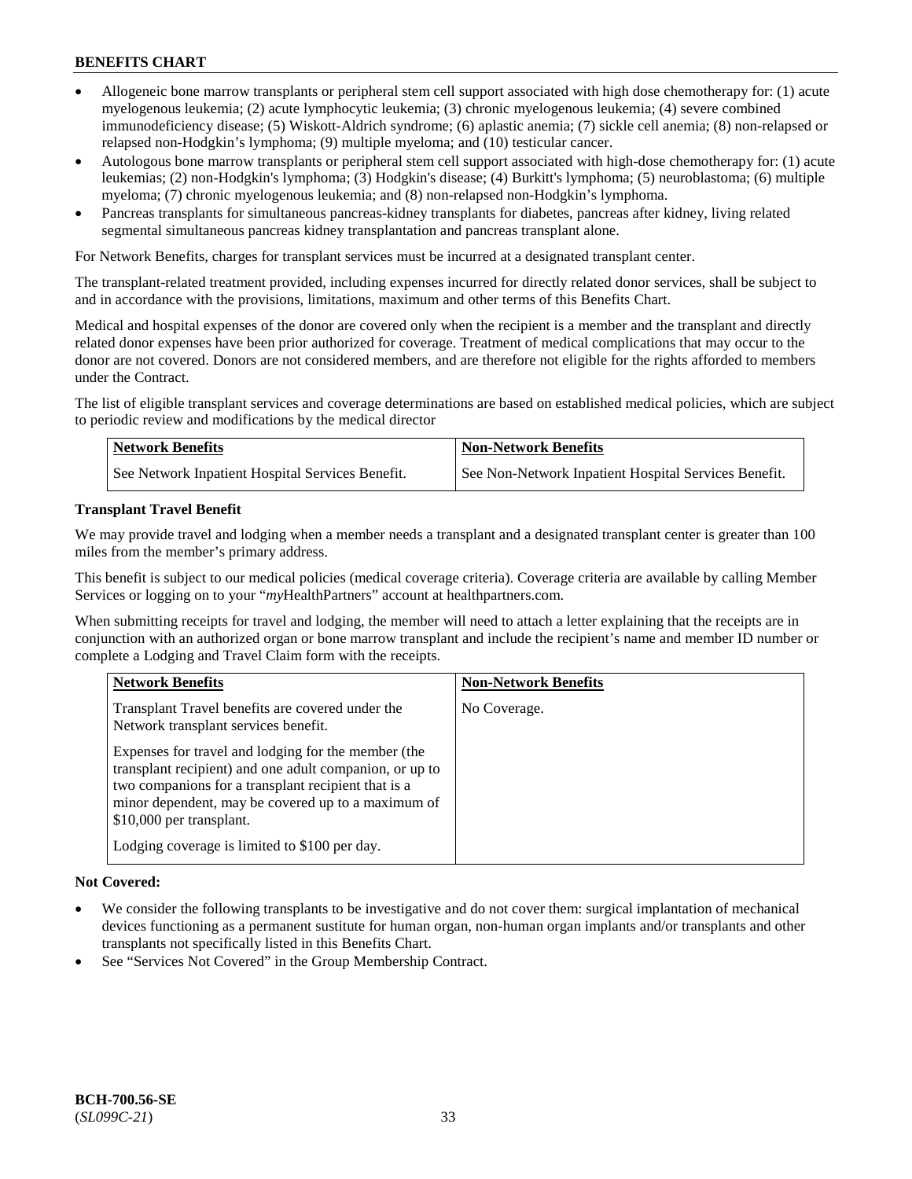- Allogeneic bone marrow transplants or peripheral stem cell support associated with high dose chemotherapy for: (1) acute myelogenous leukemia; (2) acute lymphocytic leukemia; (3) chronic myelogenous leukemia; (4) severe combined immunodeficiency disease; (5) Wiskott-Aldrich syndrome; (6) aplastic anemia; (7) sickle cell anemia; (8) non-relapsed or relapsed non-Hodgkin's lymphoma; (9) multiple myeloma; and (10) testicular cancer.
- Autologous bone marrow transplants or peripheral stem cell support associated with high-dose chemotherapy for: (1) acute leukemias; (2) non-Hodgkin's lymphoma; (3) Hodgkin's disease; (4) Burkitt's lymphoma; (5) neuroblastoma; (6) multiple myeloma; (7) chronic myelogenous leukemia; and (8) non-relapsed non-Hodgkin's lymphoma.
- Pancreas transplants for simultaneous pancreas-kidney transplants for diabetes, pancreas after kidney, living related segmental simultaneous pancreas kidney transplantation and pancreas transplant alone.

For Network Benefits, charges for transplant services must be incurred at a designated transplant center.

The transplant-related treatment provided, including expenses incurred for directly related donor services, shall be subject to and in accordance with the provisions, limitations, maximum and other terms of this Benefits Chart.

Medical and hospital expenses of the donor are covered only when the recipient is a member and the transplant and directly related donor expenses have been prior authorized for coverage. Treatment of medical complications that may occur to the donor are not covered. Donors are not considered members, and are therefore not eligible for the rights afforded to members under the Contract.

The list of eligible transplant services and coverage determinations are based on established medical policies, which are subject to periodic review and modifications by the medical director

| Network Benefits | Non-Network Benefits |
|---|---|
| See Network Inpatient Hospital Services Benefit. | See Non-Network Inpatient Hospital Services Benefit. |

**Transplant Travel Benefit**

We may provide travel and lodging when a member needs a transplant and a designated transplant center is greater than 100 miles from the member's primary address.

This benefit is subject to our medical policies (medical coverage criteria). Coverage criteria are available by calling Member Services or logging on to your "*my*HealthPartners" account at healthpartners.com.

When submitting receipts for travel and lodging, the member will need to attach a letter explaining that the receipts are in conjunction with an authorized organ or bone marrow transplant and include the recipient's name and member ID number or complete a Lodging and Travel Claim form with the receipts.

| Network Benefits | Non-Network Benefits |
|---|---|
| Transplant Travel benefits are covered under the Network transplant services benefit.<br><br>Expenses for travel and lodging for the member (the transplant recipient) and one adult companion, or up to two companions for a transplant recipient that is a minor dependent, may be covered up to a maximum of $10,000 per transplant.<br><br>Lodging coverage is limited to $100 per day. | No Coverage. |

**Not Covered:**

- We consider the following transplants to be investigative and do not cover them: surgical implantation of mechanical devices functioning as a permanent sustitute for human organ, non-human organ implants and/or transplants and other transplants not specifically listed in this Benefits Chart.
- See "Services Not Covered" in the Group Membership Contract.